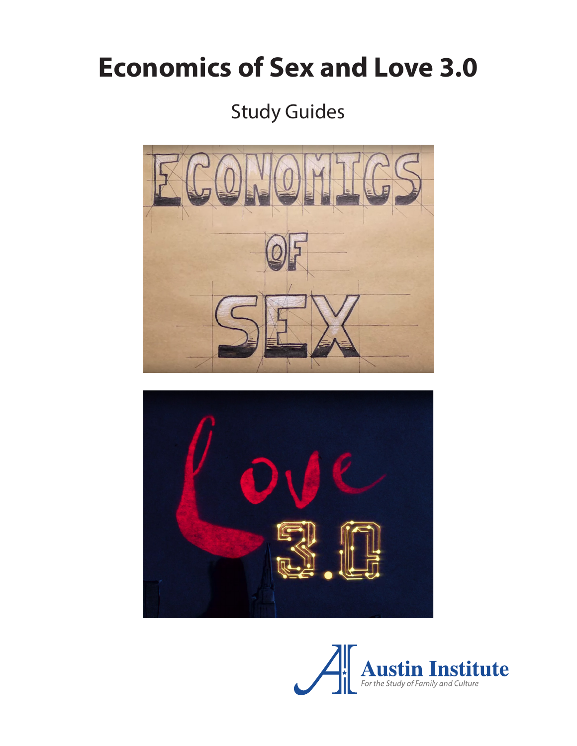# Economics of Sex and Love 3.0

Study Guides

Austin Institute
*For the Study of Family and Culture*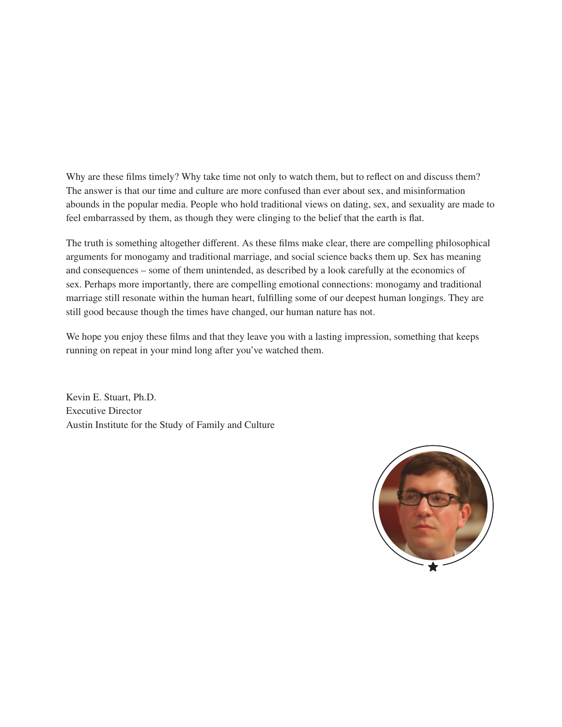Why are these films timely? Why take time not only to watch them, but to reflect on and discuss them? The answer is that our time and culture are more confused than ever about sex, and misinformation abounds in the popular media. People who hold traditional views on dating, sex, and sexuality are made to feel embarrassed by them, as though they were clinging to the belief that the earth is flat.

The truth is something altogether different. As these films make clear, there are compelling philosophical arguments for monogamy and traditional marriage, and social science backs them up. Sex has meaning and consequences – some of them unintended, as described by a look carefully at the economics of sex. Perhaps more importantly, there are compelling emotional connections: monogamy and traditional marriage still resonate within the human heart, fulfilling some of our deepest human longings. They are still good because though the times have changed, our human nature has not.

We hope you enjoy these films and that they leave you with a lasting impression, something that keeps running on repeat in your mind long after you've watched them.

Kevin E. Stuart, Ph.D.
Executive Director
Austin Institute for the Study of Family and Culture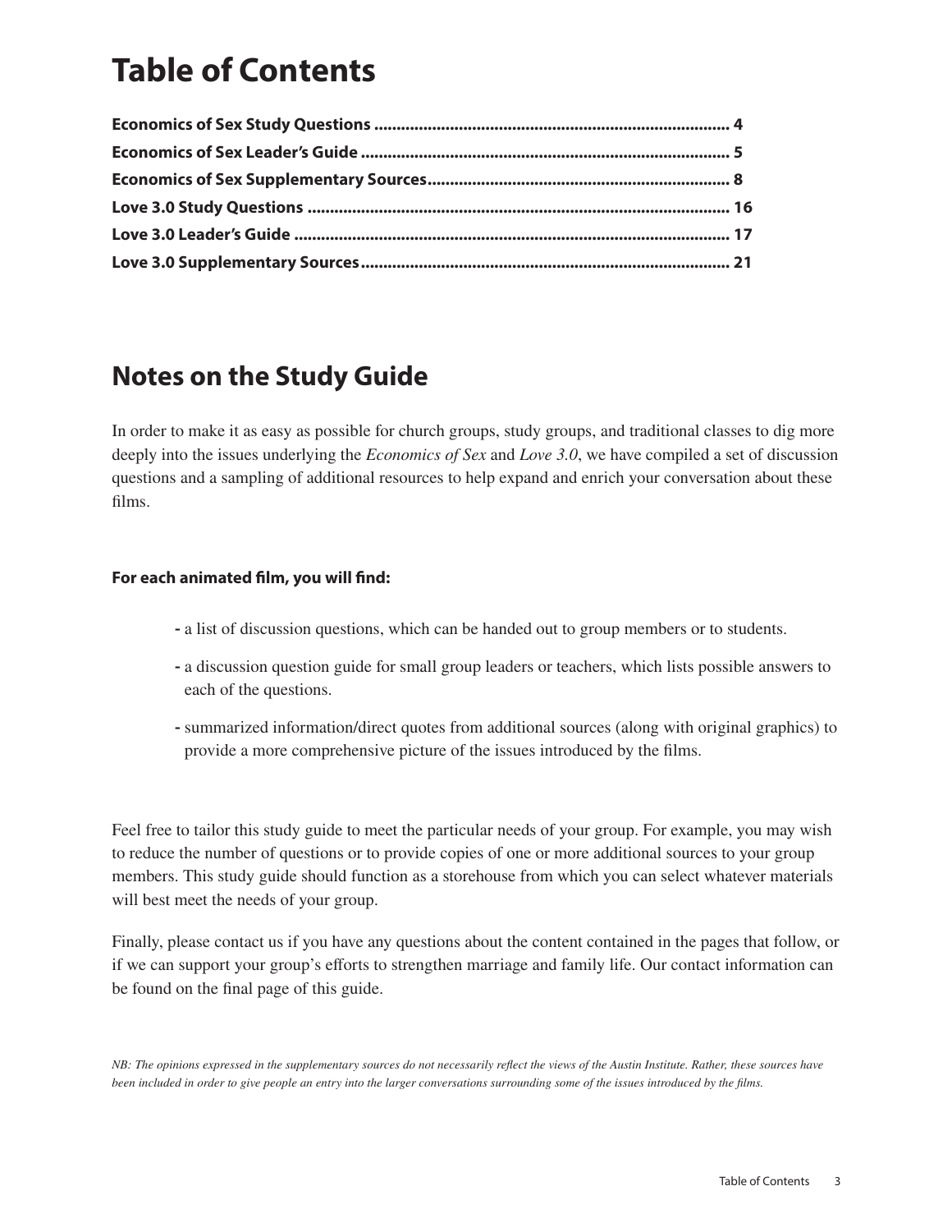# Table of Contents

**Economics of Sex Study Questions .............................................................................. 4**
**Economics of Sex Leader's Guide ................................................................................. 5**
**Economics of Sex Supplementary Sources................................................................... 8**
**Love 3.0 Study Questions ............................................................................................. 16**
**Love 3.0 Leader's Guide ................................................................................................ 17**
**Love 3.0 Supplementary Sources................................................................................. 21**

# Notes on the Study Guide

In order to make it as easy as possible for church groups, study groups, and traditional classes to dig more deeply into the issues underlying the *Economics of Sex* and *Love 3.0*, we have compiled a set of discussion questions and a sampling of additional resources to help expand and enrich your conversation about these films.

**For each animated film, you will find:**

- a list of discussion questions, which can be handed out to group members or to students.
- a discussion question guide for small group leaders or teachers, which lists possible answers to each of the questions.
- summarized information/direct quotes from additional sources (along with original graphics) to provide a more comprehensive picture of the issues introduced by the films.

Feel free to tailor this study guide to meet the particular needs of your group. For example, you may wish to reduce the number of questions or to provide copies of one or more additional sources to your group members. This study guide should function as a storehouse from which you can select whatever materials will best meet the needs of your group.

Finally, please contact us if you have any questions about the content contained in the pages that follow, or if we can support your group's efforts to strengthen marriage and family life. Our contact information can be found on the final page of this guide.

*NB: The opinions expressed in the supplementary sources do not necessarily reflect the views of the Austin Institute. Rather, these sources have been included in order to give people an entry into the larger conversations surrounding some of the issues introduced by the films.*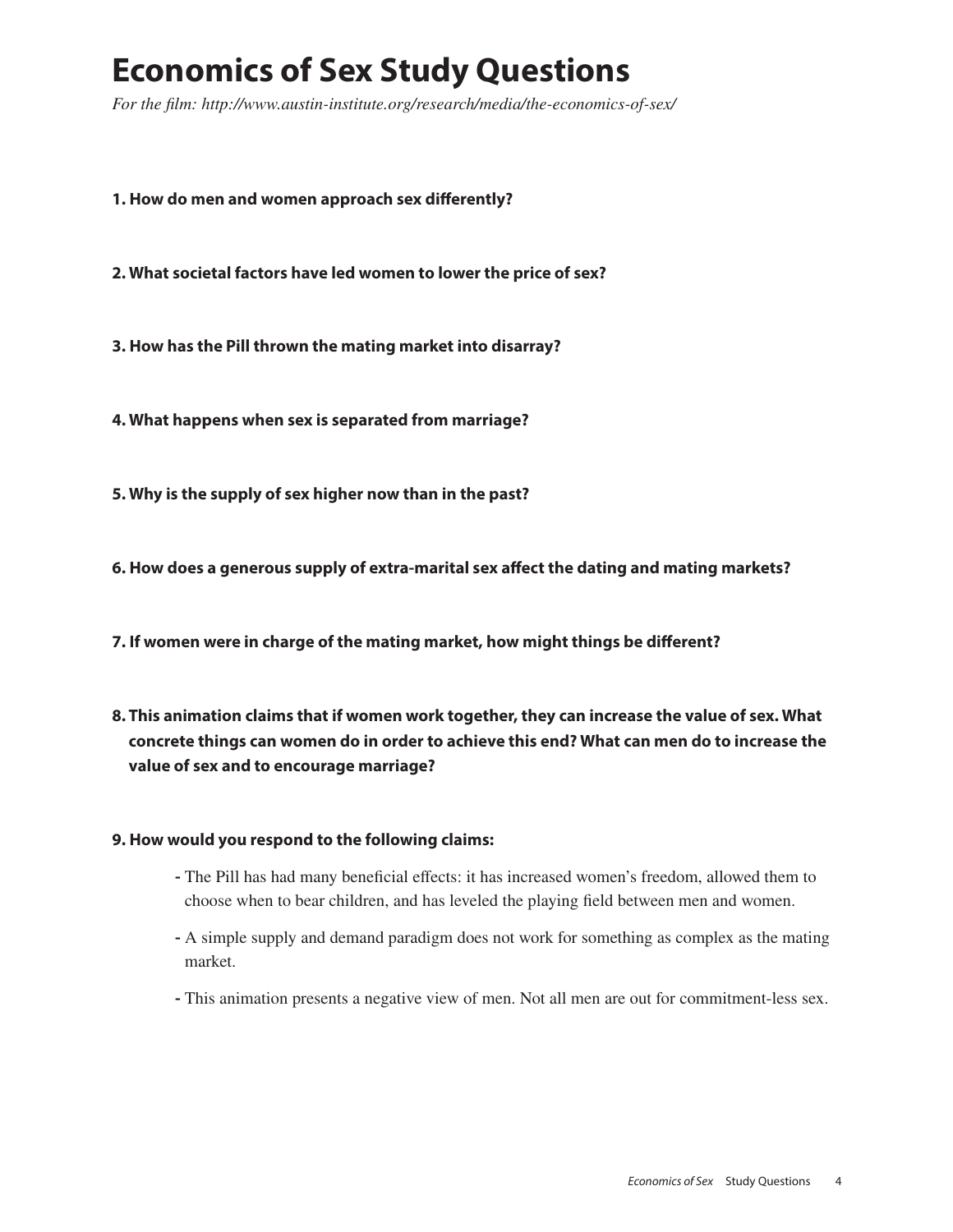# Economics of Sex Study Questions

*For the film: http://www.austin-institute.org/research/media/the-economics-of-sex/*

**1. How do men and women approach sex differently?**

**2. What societal factors have led women to lower the price of sex?**

**3. How has the Pill thrown the mating market into disarray?**

**4. What happens when sex is separated from marriage?**

**5. Why is the supply of sex higher now than in the past?**

**6. How does a generous supply of extra-marital sex affect the dating and mating markets?**

**7. If women were in charge of the mating market, how might things be different?**

**8. This animation claims that if women work together, they can increase the value of sex. What concrete things can women do in order to achieve this end? What can men do to increase the value of sex and to encourage marriage?**

**9. How would you respond to the following claims:**

- The Pill has had many beneficial effects: it has increased women's freedom, allowed them to choose when to bear children, and has leveled the playing field between men and women.
- A simple supply and demand paradigm does not work for something as complex as the mating market.
- This animation presents a negative view of men. Not all men are out for commitment-less sex.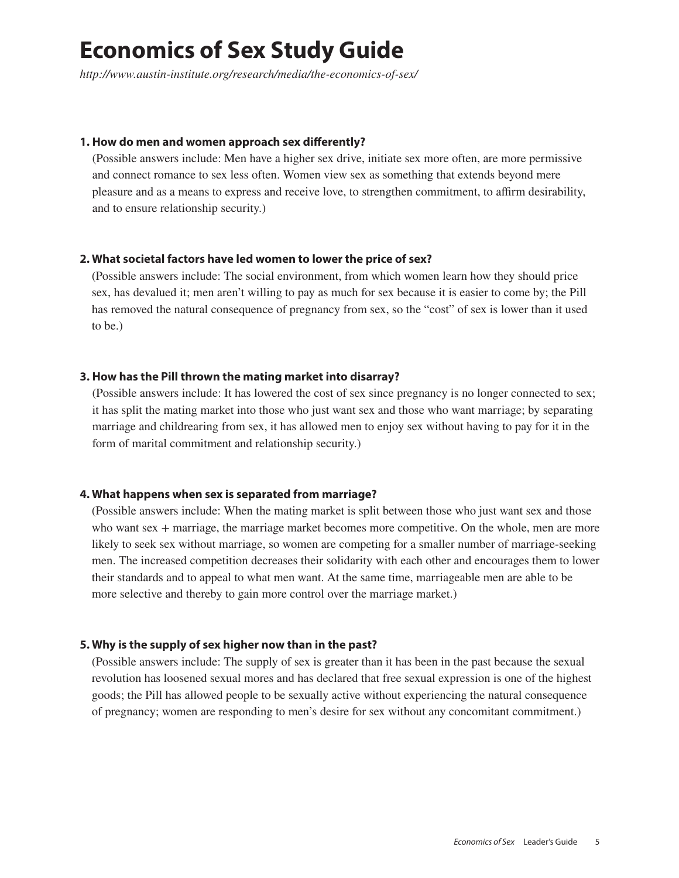# Economics of Sex Study Guide

*http://www.austin-institute.org/research/media/the-economics-of-sex/*

**1. How do men and women approach sex differently?**

(Possible answers include: Men have a higher sex drive, initiate sex more often, are more permissive and connect romance to sex less often. Women view sex as something that extends beyond mere pleasure and as a means to express and receive love, to strengthen commitment, to affirm desirability, and to ensure relationship security.)

**2. What societal factors have led women to lower the price of sex?**

(Possible answers include: The social environment, from which women learn how they should price sex, has devalued it; men aren't willing to pay as much for sex because it is easier to come by; the Pill has removed the natural consequence of pregnancy from sex, so the "cost" of sex is lower than it used to be.)

**3. How has the Pill thrown the mating market into disarray?**

(Possible answers include: It has lowered the cost of sex since pregnancy is no longer connected to sex; it has split the mating market into those who just want sex and those who want marriage; by separating marriage and childrearing from sex, it has allowed men to enjoy sex without having to pay for it in the form of marital commitment and relationship security.)

**4. What happens when sex is separated from marriage?**

(Possible answers include: When the mating market is split between those who just want sex and those who want sex + marriage, the marriage market becomes more competitive. On the whole, men are more likely to seek sex without marriage, so women are competing for a smaller number of marriage-seeking men. The increased competition decreases their solidarity with each other and encourages them to lower their standards and to appeal to what men want. At the same time, marriageable men are able to be more selective and thereby to gain more control over the marriage market.)

**5. Why is the supply of sex higher now than in the past?**

(Possible answers include: The supply of sex is greater than it has been in the past because the sexual revolution has loosened sexual mores and has declared that free sexual expression is one of the highest goods; the Pill has allowed people to be sexually active without experiencing the natural consequence of pregnancy; women are responding to men's desire for sex without any concomitant commitment.)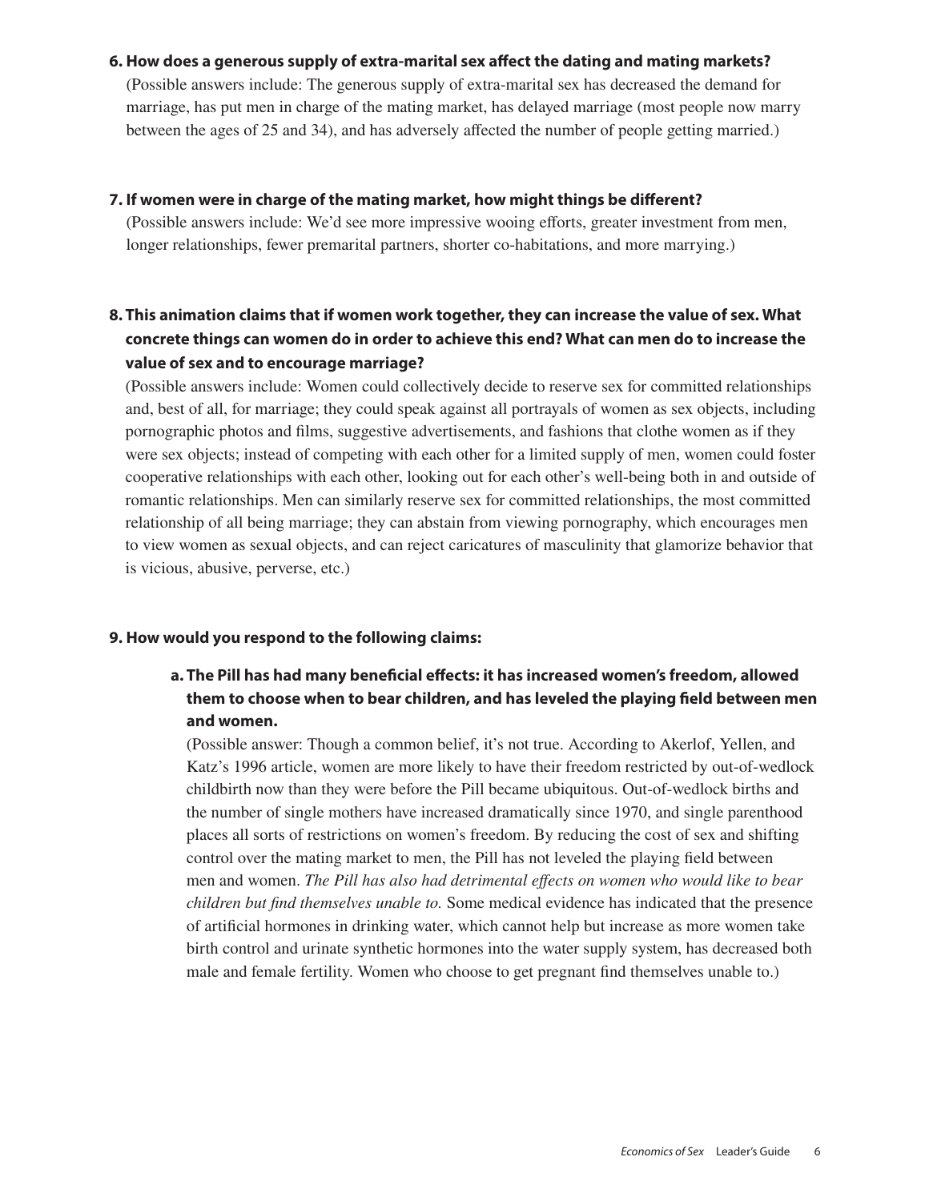**6. How does a generous supply of extra-marital sex affect the dating and mating markets?**

(Possible answers include: The generous supply of extra-marital sex has decreased the demand for marriage, has put men in charge of the mating market, has delayed marriage (most people now marry between the ages of 25 and 34), and has adversely affected the number of people getting married.)

**7. If women were in charge of the mating market, how might things be different?**

(Possible answers include: We'd see more impressive wooing efforts, greater investment from men, longer relationships, fewer premarital partners, shorter co-habitations, and more marrying.)

**8. This animation claims that if women work together, they can increase the value of sex. What concrete things can women do in order to achieve this end? What can men do to increase the value of sex and to encourage marriage?**

(Possible answers include: Women could collectively decide to reserve sex for committed relationships and, best of all, for marriage; they could speak against all portrayals of women as sex objects, including pornographic photos and films, suggestive advertisements, and fashions that clothe women as if they were sex objects; instead of competing with each other for a limited supply of men, women could foster cooperative relationships with each other, looking out for each other's well-being both in and outside of romantic relationships. Men can similarly reserve sex for committed relationships, the most committed relationship of all being marriage; they can abstain from viewing pornography, which encourages men to view women as sexual objects, and can reject caricatures of masculinity that glamorize behavior that is vicious, abusive, perverse, etc.)

**9. How would you respond to the following claims:**

**a. The Pill has had many beneficial effects: it has increased women's freedom, allowed them to choose when to bear children, and has leveled the playing field between men and women.**

(Possible answer: Though a common belief, it's not true. According to Akerlof, Yellen, and Katz's 1996 article, women are more likely to have their freedom restricted by out-of-wedlock childbirth now than they were before the Pill became ubiquitous. Out-of-wedlock births and the number of single mothers have increased dramatically since 1970, and single parenthood places all sorts of restrictions on women's freedom. By reducing the cost of sex and shifting control over the mating market to men, the Pill has not leveled the playing field between men and women. *The Pill has also had detrimental effects on women who would like to bear children but find themselves unable to.* Some medical evidence has indicated that the presence of artificial hormones in drinking water, which cannot help but increase as more women take birth control and urinate synthetic hormones into the water supply system, has decreased both male and female fertility. Women who choose to get pregnant find themselves unable to.)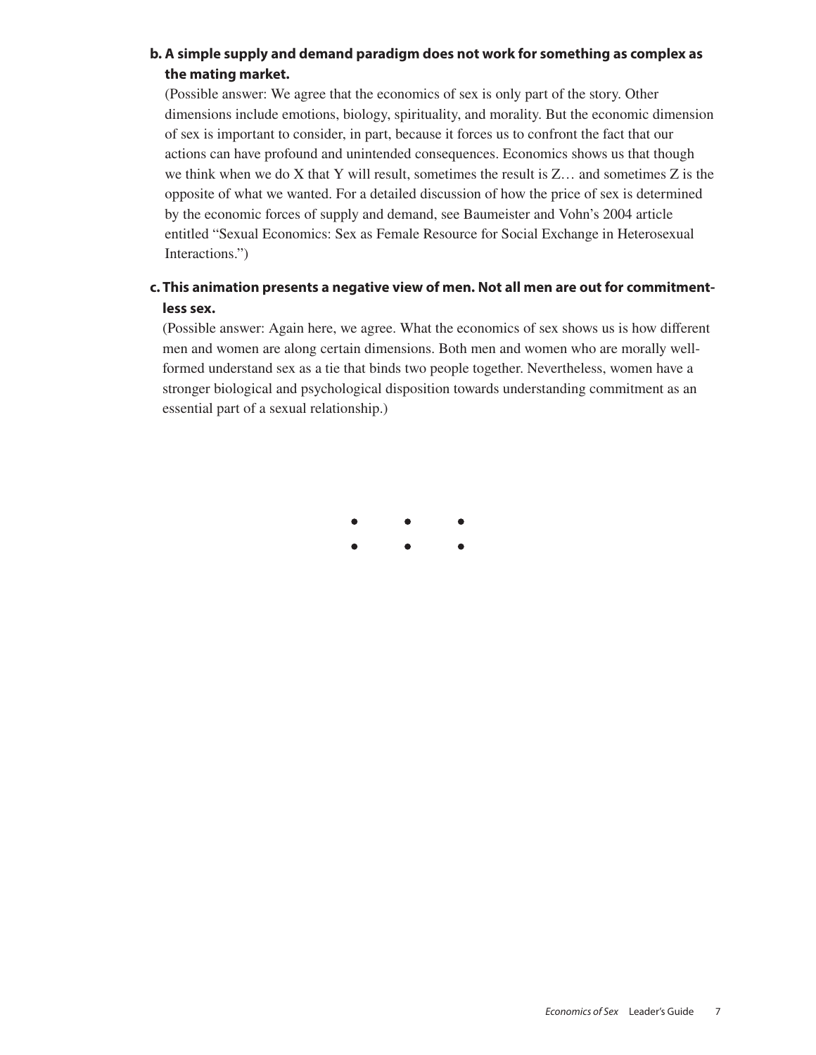**b. A simple supply and demand paradigm does not work for something as complex as the mating market.**

(Possible answer: We agree that the economics of sex is only part of the story. Other dimensions include emotions, biology, spirituality, and morality. But the economic dimension of sex is important to consider, in part, because it forces us to confront the fact that our actions can have profound and unintended consequences. Economics shows us that though we think when we do X that Y will result, sometimes the result is Z… and sometimes Z is the opposite of what we wanted. For a detailed discussion of how the price of sex is determined by the economic forces of supply and demand, see Baumeister and Vohn's 2004 article entitled "Sexual Economics: Sex as Female Resource for Social Exchange in Heterosexual Interactions.")

**c. This animation presents a negative view of men. Not all men are out for commitment-less sex.**

(Possible answer: Again here, we agree. What the economics of sex shows us is how different men and women are along certain dimensions. Both men and women who are morally well-formed understand sex as a tie that binds two people together. Nevertheless, women have a stronger biological and psychological disposition towards understanding commitment as an essential part of a sexual relationship.)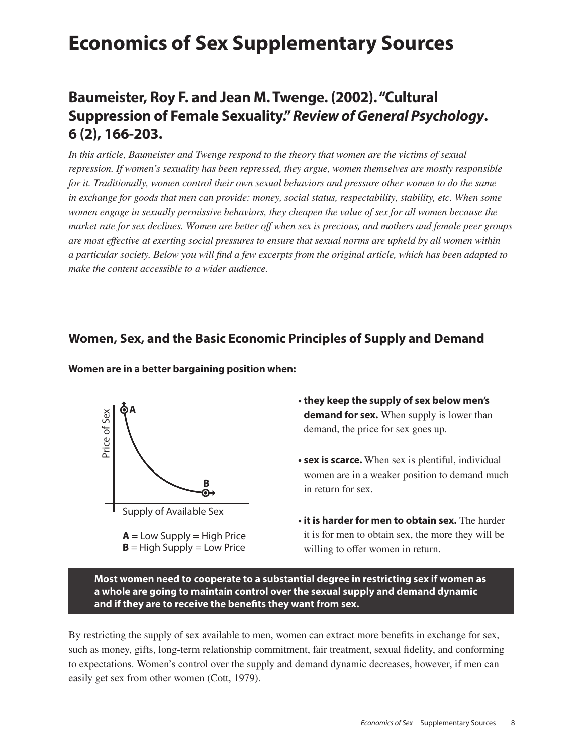# Economics of Sex Supplementary Sources

## Baumeister, Roy F. and Jean M. Twenge. (2002). "Cultural Suppression of Female Sexuality." *Review of General Psychology*. 6 (2), 166-203.

*In this article, Baumeister and Twenge respond to the theory that women are the victims of sexual repression. If women's sexuality has been repressed, they argue, women themselves are mostly responsible for it. Traditionally, women control their own sexual behaviors and pressure other women to do the same in exchange for goods that men can provide: money, social status, respectability, stability, etc. When some women engage in sexually permissive behaviors, they cheapen the value of sex for all women because the market rate for sex declines. Women are better off when sex is precious, and mothers and female peer groups are most effective at exerting social pressures to ensure that sexual norms are upheld by all women within a particular society. Below you will find a few excerpts from the original article, which has been adapted to make the content accessible to a wider audience.*

### Women, Sex, and the Basic Economic Principles of Supply and Demand

**Women are in a better bargaining position when:**

Price of Sex

Supply of Available Sex

**A** = Low Supply = High Price
**B** = High Supply = Low Price

- **they keep the supply of sex below men's demand for sex.** When supply is lower than demand, the price for sex goes up.
- **sex is scarce.** When sex is plentiful, individual women are in a weaker position to demand much in return for sex.
- **it is harder for men to obtain sex.** The harder it is for men to obtain sex, the more they will be willing to offer women in return.

**Most women need to cooperate to a substantial degree in restricting sex if women as a whole are going to maintain control over the sexual supply and demand dynamic and if they are to receive the benefits they want from sex.**

By restricting the supply of sex available to men, women can extract more benefits in exchange for sex, such as money, gifts, long-term relationship commitment, fair treatment, sexual fidelity, and conforming to expectations. Women's control over the supply and demand dynamic decreases, however, if men can easily get sex from other women (Cott, 1979).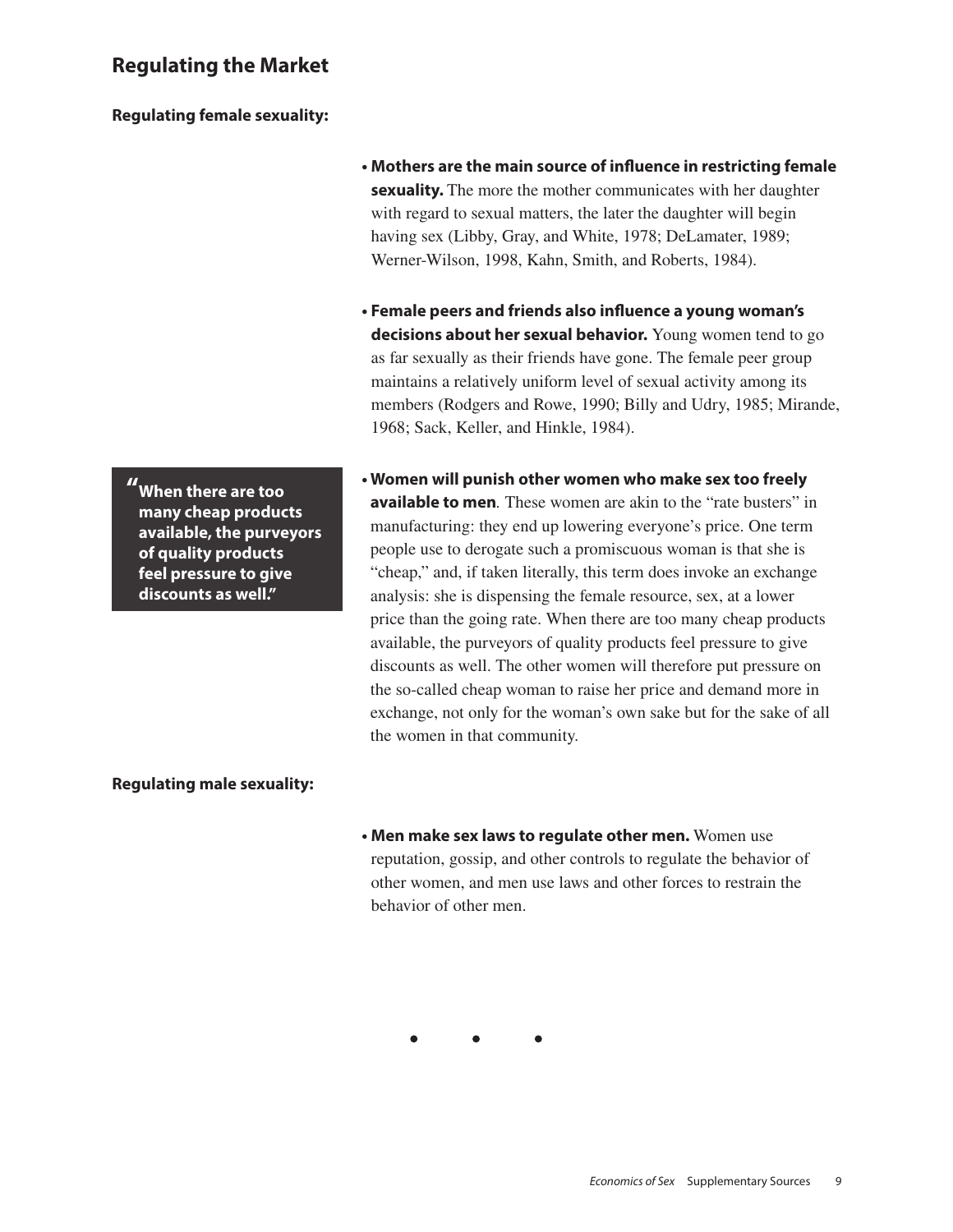## Regulating the Market

### Regulating female sexuality:

- **Mothers are the main source of influence in restricting female sexuality.** The more the mother communicates with her daughter with regard to sexual matters, the later the daughter will begin having sex (Libby, Gray, and White, 1978; DeLamater, 1989; Werner-Wilson, 1998, Kahn, Smith, and Roberts, 1984).

- **Female peers and friends also influence a young woman's decisions about her sexual behavior.** Young women tend to go as far sexually as their friends have gone. The female peer group maintains a relatively uniform level of sexual activity among its members (Rodgers and Rowe, 1990; Billy and Udry, 1985; Mirande, 1968; Sack, Keller, and Hinkle, 1984).

> **"When there are too many cheap products available, the purveyors of quality products feel pressure to give discounts as well."**

- **Women will punish other women who make sex too freely available to men**. These women are akin to the "rate busters" in manufacturing: they end up lowering everyone's price. One term people use to derogate such a promiscuous woman is that she is "cheap," and, if taken literally, this term does invoke an exchange analysis: she is dispensing the female resource, sex, at a lower price than the going rate. When there are too many cheap products available, the purveyors of quality products feel pressure to give discounts as well. The other women will therefore put pressure on the so-called cheap woman to raise her price and demand more in exchange, not only for the woman's own sake but for the sake of all the women in that community.

### Regulating male sexuality:

- **Men make sex laws to regulate other men.** Women use reputation, gossip, and other controls to regulate the behavior of other women, and men use laws and other forces to restrain the behavior of other men.

• • •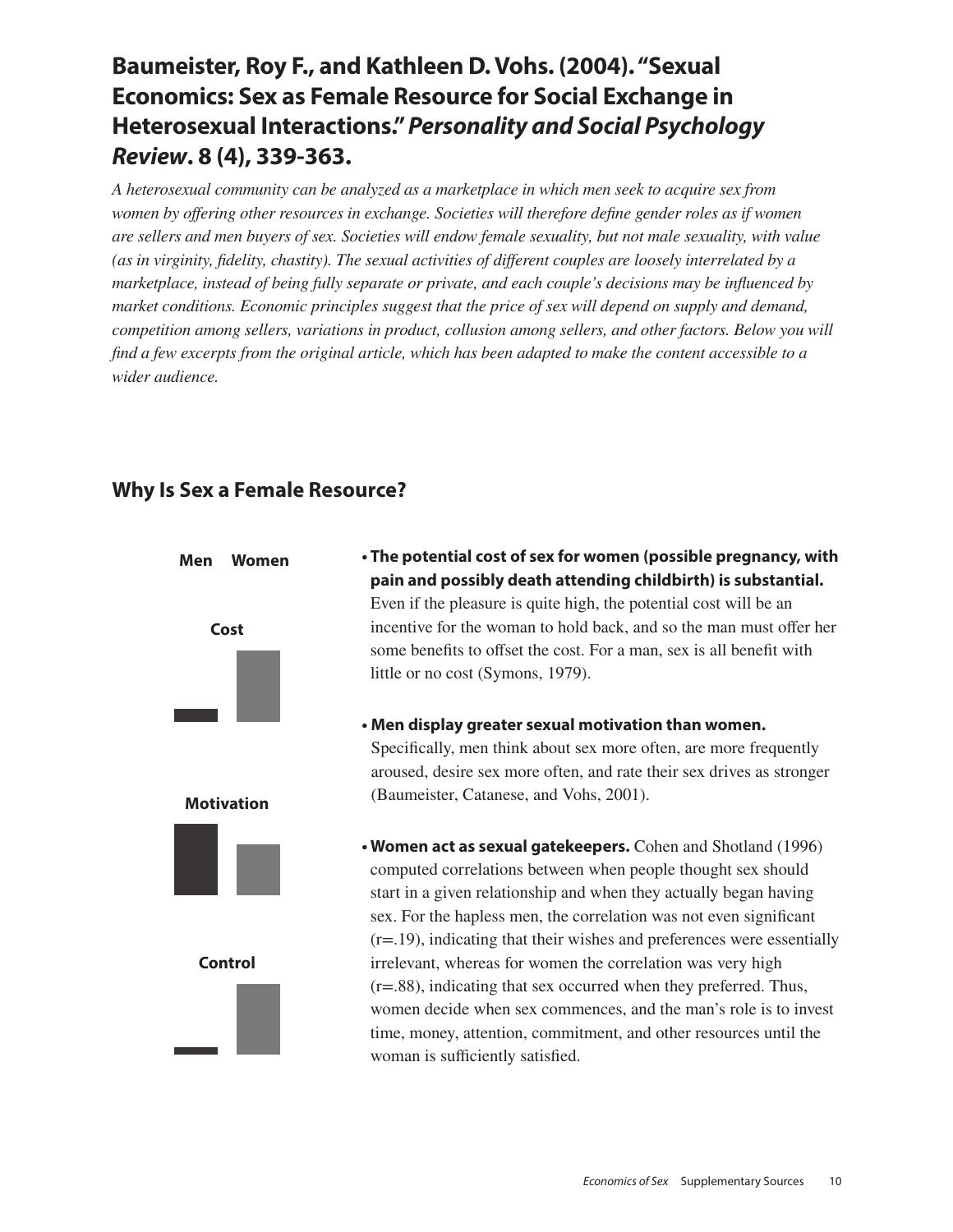# Baumeister, Roy F., and Kathleen D. Vohs. (2004). "Sexual Economics: Sex as Female Resource for Social Exchange in Heterosexual Interactions." *Personality and Social Psychology Review*. 8 (4), 339-363.

*A heterosexual community can be analyzed as a marketplace in which men seek to acquire sex from women by offering other resources in exchange. Societies will therefore define gender roles as if women are sellers and men buyers of sex. Societies will endow female sexuality, but not male sexuality, with value (as in virginity, fidelity, chastity). The sexual activities of different couples are loosely interrelated by a marketplace, instead of being fully separate or private, and each couple's decisions may be influenced by market conditions. Economic principles suggest that the price of sex will depend on supply and demand, competition among sellers, variations in product, collusion among sellers, and other factors. Below you will find a few excerpts from the original article, which has been adapted to make the content accessible to a wider audience.*

## Why Is Sex a Female Resource?

Men Women

Cost

Motivation

Control

- **The potential cost of sex for women (possible pregnancy, with pain and possibly death attending childbirth) is substantial.** Even if the pleasure is quite high, the potential cost will be an incentive for the woman to hold back, and so the man must offer her some benefits to offset the cost. For a man, sex is all benefit with little or no cost (Symons, 1979).

- **Men display greater sexual motivation than women.** Specifically, men think about sex more often, are more frequently aroused, desire sex more often, and rate their sex drives as stronger (Baumeister, Catanese, and Vohs, 2001).

- **Women act as sexual gatekeepers.** Cohen and Shotland (1996) computed correlations between when people thought sex should start in a given relationship and when they actually began having sex. For the hapless men, the correlation was not even significant ($r=.19$), indicating that their wishes and preferences were essentially irrelevant, whereas for women the correlation was very high ($r=.88$), indicating that sex occurred when they preferred. Thus, women decide when sex commences, and the man's role is to invest time, money, attention, commitment, and other resources until the woman is sufficiently satisfied.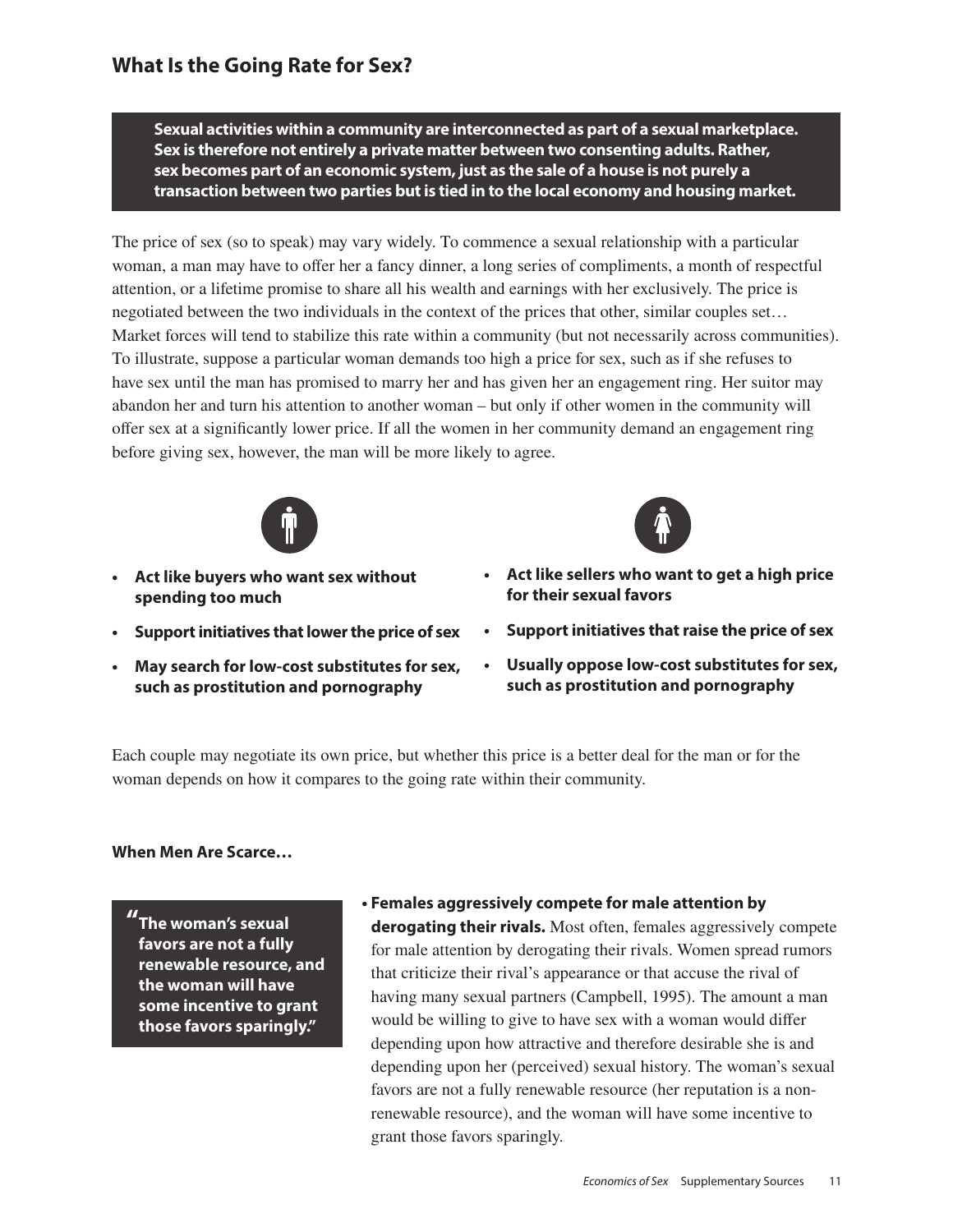## What Is the Going Rate for Sex?

**Sexual activities within a community are interconnected as part of a sexual marketplace. Sex is therefore not entirely a private matter between two consenting adults. Rather, sex becomes part of an economic system, just as the sale of a house is not purely a transaction between two parties but is tied in to the local economy and housing market.**

The price of sex (so to speak) may vary widely. To commence a sexual relationship with a particular woman, a man may have to offer her a fancy dinner, a long series of compliments, a month of respectful attention, or a lifetime promise to share all his wealth and earnings with her exclusively. The price is negotiated between the two individuals in the context of the prices that other, similar couples set… Market forces will tend to stabilize this rate within a community (but not necessarily across communities). To illustrate, suppose a particular woman demands too high a price for sex, such as if she refuses to have sex until the man has promised to marry her and has given her an engagement ring. Her suitor may abandon her and turn his attention to another woman – but only if other women in the community will offer sex at a significantly lower price. If all the women in her community demand an engagement ring before giving sex, however, the man will be more likely to agree.

- **Act like buyers who want sex without spending too much**
- **Support initiatives that lower the price of sex**
- **May search for low-cost substitutes for sex, such as prostitution and pornography**

- **Act like sellers who want to get a high price for their sexual favors**
- **Support initiatives that raise the price of sex**
- **Usually oppose low-cost substitutes for sex, such as prostitution and pornography**

Each couple may negotiate its own price, but whether this price is a better deal for the man or for the woman depends on how it compares to the going rate within their community.

**When Men Are Scarce…**

> **"The woman's sexual favors are not a fully renewable resource, and the woman will have some incentive to grant those favors sparingly."**

- **Females aggressively compete for male attention by derogating their rivals.** Most often, females aggressively compete for male attention by derogating their rivals. Women spread rumors that criticize their rival's appearance or that accuse the rival of having many sexual partners (Campbell, 1995). The amount a man would be willing to give to have sex with a woman would differ depending upon how attractive and therefore desirable she is and depending upon her (perceived) sexual history. The woman's sexual favors are not a fully renewable resource (her reputation is a non-renewable resource), and the woman will have some incentive to grant those favors sparingly.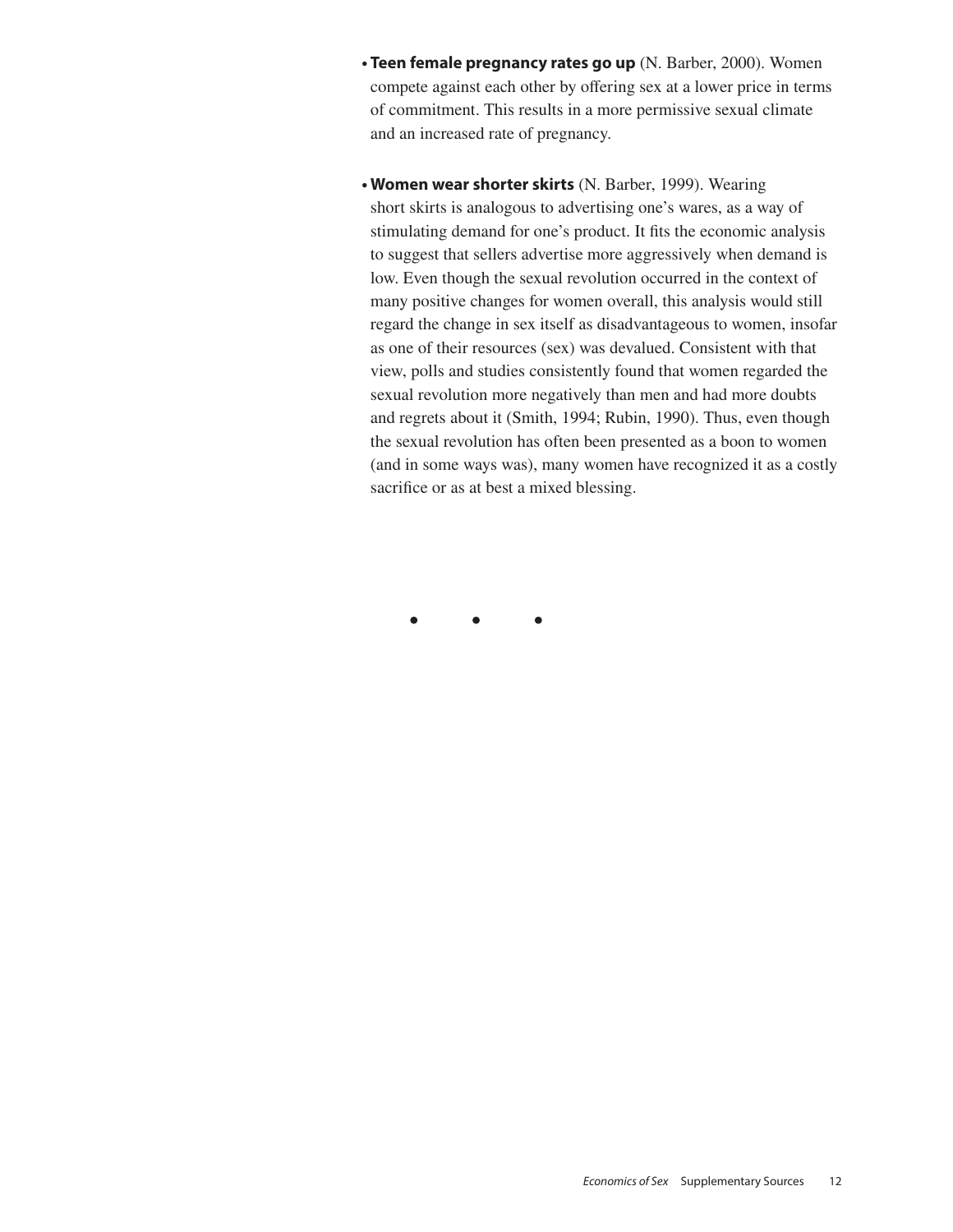- **Teen female pregnancy rates go up** (N. Barber, 2000). Women compete against each other by offering sex at a lower price in terms of commitment. This results in a more permissive sexual climate and an increased rate of pregnancy.

- **Women wear shorter skirts** (N. Barber, 1999). Wearing short skirts is analogous to advertising one's wares, as a way of stimulating demand for one's product. It fits the economic analysis to suggest that sellers advertise more aggressively when demand is low. Even though the sexual revolution occurred in the context of many positive changes for women overall, this analysis would still regard the change in sex itself as disadvantageous to women, insofar as one of their resources (sex) was devalued. Consistent with that view, polls and studies consistently found that women regarded the sexual revolution more negatively than men and had more doubts and regrets about it (Smith, 1994; Rubin, 1990). Thus, even though the sexual revolution has often been presented as a boon to women (and in some ways was), many women have recognized it as a costly sacrifice or as at best a mixed blessing.

• • •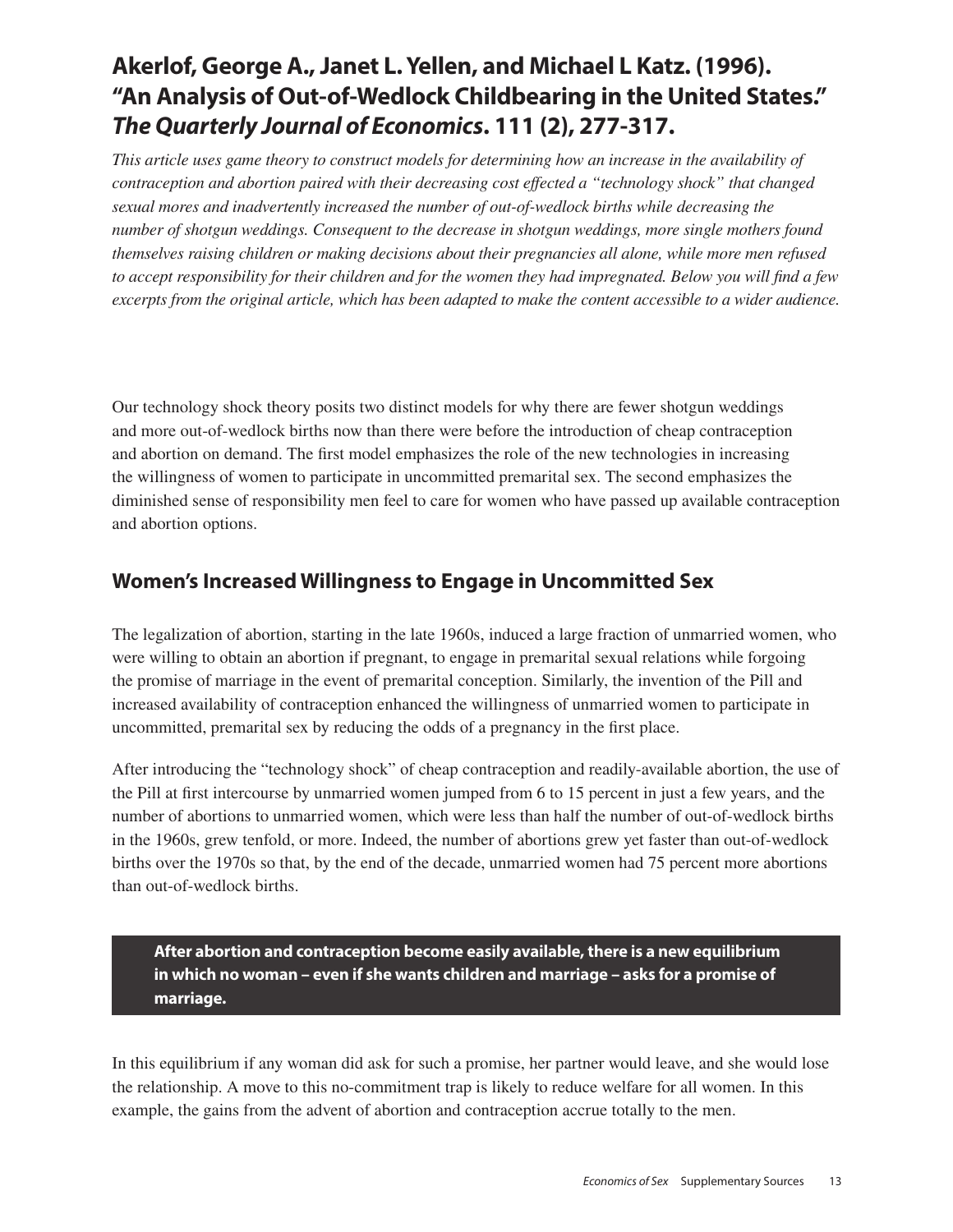# Akerlof, George A., Janet L. Yellen, and Michael L Katz. (1996). "An Analysis of Out-of-Wedlock Childbearing in the United States." *The Quarterly Journal of Economics*. 111 (2), 277-317.

*This article uses game theory to construct models for determining how an increase in the availability of contraception and abortion paired with their decreasing cost effected a "technology shock" that changed sexual mores and inadvertently increased the number of out-of-wedlock births while decreasing the number of shotgun weddings. Consequent to the decrease in shotgun weddings, more single mothers found themselves raising children or making decisions about their pregnancies all alone, while more men refused to accept responsibility for their children and for the women they had impregnated. Below you will find a few excerpts from the original article, which has been adapted to make the content accessible to a wider audience.*

Our technology shock theory posits two distinct models for why there are fewer shotgun weddings and more out-of-wedlock births now than there were before the introduction of cheap contraception and abortion on demand. The first model emphasizes the role of the new technologies in increasing the willingness of women to participate in uncommitted premarital sex. The second emphasizes the diminished sense of responsibility men feel to care for women who have passed up available contraception and abortion options.

## Women's Increased Willingness to Engage in Uncommitted Sex

The legalization of abortion, starting in the late 1960s, induced a large fraction of unmarried women, who were willing to obtain an abortion if pregnant, to engage in premarital sexual relations while forgoing the promise of marriage in the event of premarital conception. Similarly, the invention of the Pill and increased availability of contraception enhanced the willingness of unmarried women to participate in uncommitted, premarital sex by reducing the odds of a pregnancy in the first place.

After introducing the "technology shock" of cheap contraception and readily-available abortion, the use of the Pill at first intercourse by unmarried women jumped from 6 to 15 percent in just a few years, and the number of abortions to unmarried women, which were less than half the number of out-of-wedlock births in the 1960s, grew tenfold, or more. Indeed, the number of abortions grew yet faster than out-of-wedlock births over the 1970s so that, by the end of the decade, unmarried women had 75 percent more abortions than out-of-wedlock births.

**After abortion and contraception become easily available, there is a new equilibrium in which no woman – even if she wants children and marriage – asks for a promise of marriage.**

In this equilibrium if any woman did ask for such a promise, her partner would leave, and she would lose the relationship. A move to this no-commitment trap is likely to reduce welfare for all women. In this example, the gains from the advent of abortion and contraception accrue totally to the men.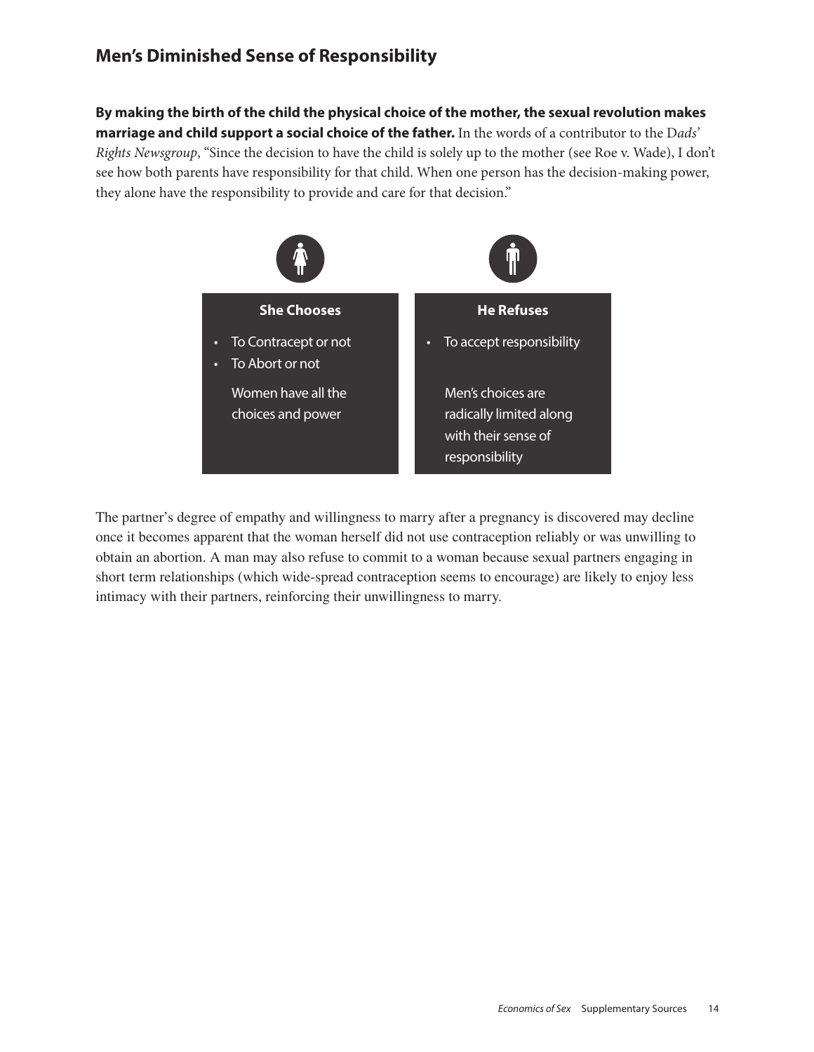## Men's Diminished Sense of Responsibility

**By making the birth of the child the physical choice of the mother, the sexual revolution makes marriage and child support a social choice of the father.** In the words of a contributor to the D*ads' Rights Newsgroup*, "Since the decision to have the child is solely up to the mother (see Roe v. Wade), I don't see how both parents have responsibility for that child. When one person has the decision-making power, they alone have the responsibility to provide and care for that decision."

| She Chooses | He Refuses |
| --- | --- |
| • To Contracept or not<br>• To Abort or not<br><br>Women have all the choices and power | • To accept responsibility<br><br>Men's choices are radically limited along with their sense of responsibility |

The partner's degree of empathy and willingness to marry after a pregnancy is discovered may decline once it becomes apparent that the woman herself did not use contraception reliably or was unwilling to obtain an abortion. A man may also refuse to commit to a woman because sexual partners engaging in short term relationships (which wide-spread contraception seems to encourage) are likely to enjoy less intimacy with their partners, reinforcing their unwillingness to marry.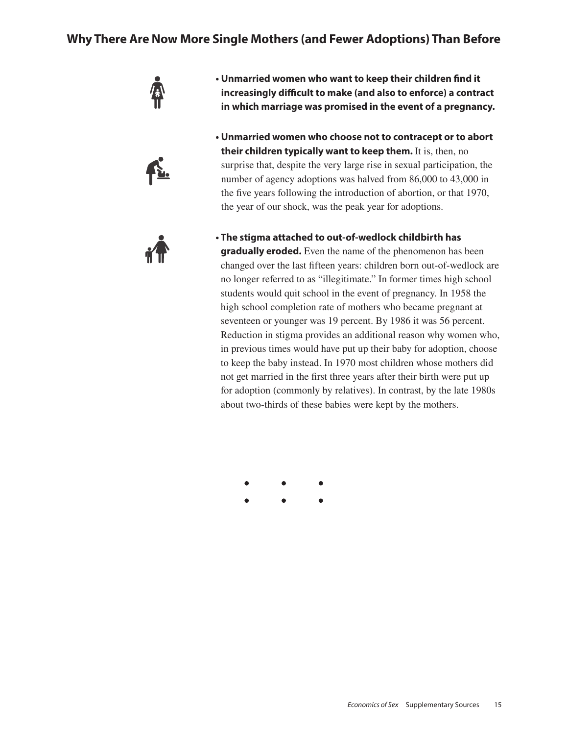## Why There Are Now More Single Mothers (and Fewer Adoptions) Than Before

- **Unmarried women who want to keep their children find it increasingly difficult to make (and also to enforce) a contract in which marriage was promised in the event of a pregnancy.**

- **Unmarried women who choose not to contracept or to abort their children typically want to keep them.** It is, then, no surprise that, despite the very large rise in sexual participation, the number of agency adoptions was halved from 86,000 to 43,000 in the five years following the introduction of abortion, or that 1970, the year of our shock, was the peak year for adoptions.

- **The stigma attached to out-of-wedlock childbirth has gradually eroded.** Even the name of the phenomenon has been changed over the last fifteen years: children born out-of-wedlock are no longer referred to as "illegitimate." In former times high school students would quit school in the event of pregnancy. In 1958 the high school completion rate of mothers who became pregnant at seventeen or younger was 19 percent. By 1986 it was 56 percent. Reduction in stigma provides an additional reason why women who, in previous times would have put up their baby for adoption, choose to keep the baby instead. In 1970 most children whose mothers did not get married in the first three years after their birth were put up for adoption (commonly by relatives). In contrast, by the late 1980s about two-thirds of these babies were kept by the mothers.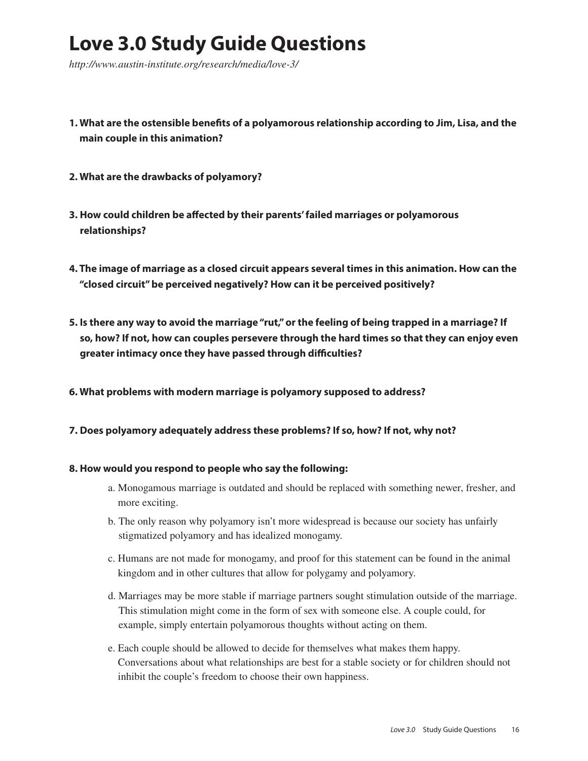# Love 3.0 Study Guide Questions

*http://www.austin-institute.org/research/media/love-3/*

1. **What are the ostensible benefits of a polyamorous relationship according to Jim, Lisa, and the main couple in this animation?**

2. **What are the drawbacks of polyamory?**

3. **How could children be affected by their parents' failed marriages or polyamorous relationships?**

4. **The image of marriage as a closed circuit appears several times in this animation. How can the "closed circuit" be perceived negatively? How can it be perceived positively?**

5. **Is there any way to avoid the marriage "rut," or the feeling of being trapped in a marriage? If so, how? If not, how can couples persevere through the hard times so that they can enjoy even greater intimacy once they have passed through difficulties?**

6. **What problems with modern marriage is polyamory supposed to address?**

7. **Does polyamory adequately address these problems? If so, how? If not, why not?**

8. **How would you respond to people who say the following:**
   a. Monogamous marriage is outdated and should be replaced with something newer, fresher, and more exciting.
   b. The only reason why polyamory isn't more widespread is because our society has unfairly stigmatized polyamory and has idealized monogamy.
   c. Humans are not made for monogamy, and proof for this statement can be found in the animal kingdom and in other cultures that allow for polygamy and polyamory.
   d. Marriages may be more stable if marriage partners sought stimulation outside of the marriage. This stimulation might come in the form of sex with someone else. A couple could, for example, simply entertain polyamorous thoughts without acting on them.
   e. Each couple should be allowed to decide for themselves what makes them happy. Conversations about what relationships are best for a stable society or for children should not inhibit the couple's freedom to choose their own happiness.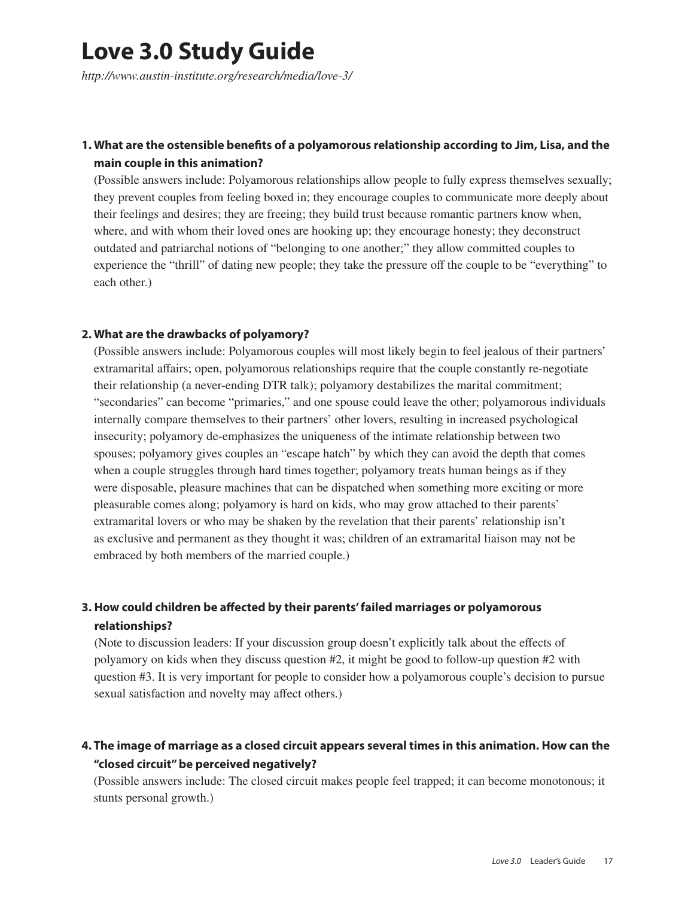# Love 3.0 Study Guide

*http://www.austin-institute.org/research/media/love-3/*

**1. What are the ostensible benefits of a polyamorous relationship according to Jim, Lisa, and the main couple in this animation?**

(Possible answers include: Polyamorous relationships allow people to fully express themselves sexually; they prevent couples from feeling boxed in; they encourage couples to communicate more deeply about their feelings and desires; they are freeing; they build trust because romantic partners know when, where, and with whom their loved ones are hooking up; they encourage honesty; they deconstruct outdated and patriarchal notions of "belonging to one another;" they allow committed couples to experience the "thrill" of dating new people; they take the pressure off the couple to be "everything" to each other.)

**2. What are the drawbacks of polyamory?**

(Possible answers include: Polyamorous couples will most likely begin to feel jealous of their partners' extramarital affairs; open, polyamorous relationships require that the couple constantly re-negotiate their relationship (a never-ending DTR talk); polyamory destabilizes the marital commitment; "secondaries" can become "primaries," and one spouse could leave the other; polyamorous individuals internally compare themselves to their partners' other lovers, resulting in increased psychological insecurity; polyamory de-emphasizes the uniqueness of the intimate relationship between two spouses; polyamory gives couples an "escape hatch" by which they can avoid the depth that comes when a couple struggles through hard times together; polyamory treats human beings as if they were disposable, pleasure machines that can be dispatched when something more exciting or more pleasurable comes along; polyamory is hard on kids, who may grow attached to their parents' extramarital lovers or who may be shaken by the revelation that their parents' relationship isn't as exclusive and permanent as they thought it was; children of an extramarital liaison may not be embraced by both members of the married couple.)

**3. How could children be affected by their parents' failed marriages or polyamorous relationships?**

(Note to discussion leaders: If your discussion group doesn't explicitly talk about the effects of polyamory on kids when they discuss question #2, it might be good to follow-up question #2 with question #3. It is very important for people to consider how a polyamorous couple's decision to pursue sexual satisfaction and novelty may affect others.)

**4. The image of marriage as a closed circuit appears several times in this animation. How can the "closed circuit" be perceived negatively?**

(Possible answers include: The closed circuit makes people feel trapped; it can become monotonous; it stunts personal growth.)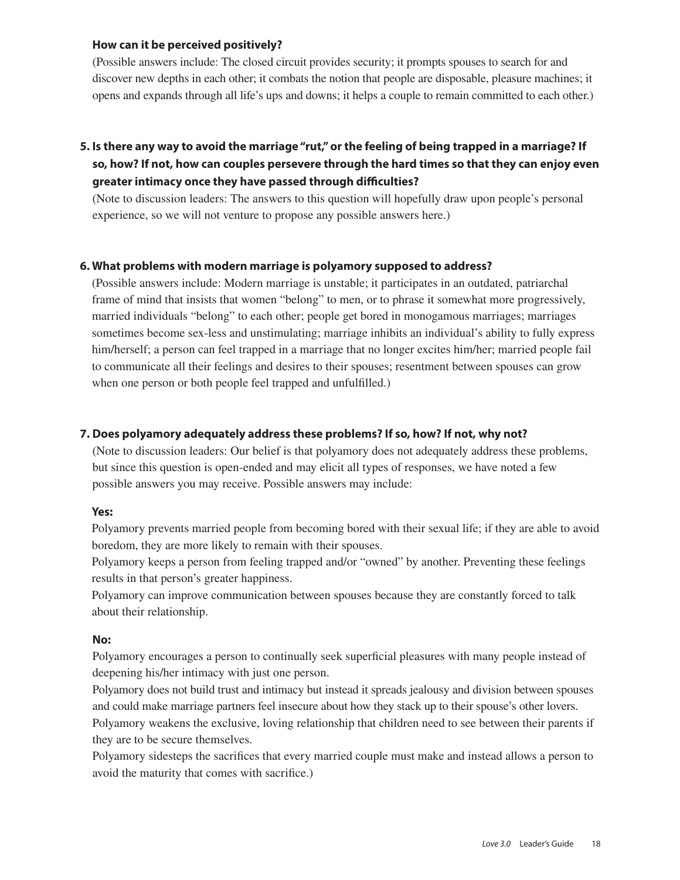**How can it be perceived positively?**

(Possible answers include: The closed circuit provides security; it prompts spouses to search for and discover new depths in each other; it combats the notion that people are disposable, pleasure machines; it opens and expands through all life's ups and downs; it helps a couple to remain committed to each other.)

**5. Is there any way to avoid the marriage "rut," or the feeling of being trapped in a marriage? If so, how? If not, how can couples persevere through the hard times so that they can enjoy even greater intimacy once they have passed through difficulties?**

(Note to discussion leaders: The answers to this question will hopefully draw upon people's personal experience, so we will not venture to propose any possible answers here.)

**6. What problems with modern marriage is polyamory supposed to address?**

(Possible answers include: Modern marriage is unstable; it participates in an outdated, patriarchal frame of mind that insists that women "belong" to men, or to phrase it somewhat more progressively, married individuals "belong" to each other; people get bored in monogamous marriages; marriages sometimes become sex-less and unstimulating; marriage inhibits an individual's ability to fully express him/herself; a person can feel trapped in a marriage that no longer excites him/her; married people fail to communicate all their feelings and desires to their spouses; resentment between spouses can grow when one person or both people feel trapped and unfulfilled.)

**7. Does polyamory adequately address these problems? If so, how? If not, why not?**

(Note to discussion leaders: Our belief is that polyamory does not adequately address these problems, but since this question is open-ended and may elicit all types of responses, we have noted a few possible answers you may receive. Possible answers may include:

**Yes:**

Polyamory prevents married people from becoming bored with their sexual life; if they are able to avoid boredom, they are more likely to remain with their spouses.

Polyamory keeps a person from feeling trapped and/or "owned" by another. Preventing these feelings results in that person's greater happiness.

Polyamory can improve communication between spouses because they are constantly forced to talk about their relationship.

**No:**

Polyamory encourages a person to continually seek superficial pleasures with many people instead of deepening his/her intimacy with just one person.

Polyamory does not build trust and intimacy but instead it spreads jealousy and division between spouses and could make marriage partners feel insecure about how they stack up to their spouse's other lovers.

Polyamory weakens the exclusive, loving relationship that children need to see between their parents if they are to be secure themselves.

Polyamory sidesteps the sacrifices that every married couple must make and instead allows a person to avoid the maturity that comes with sacrifice.)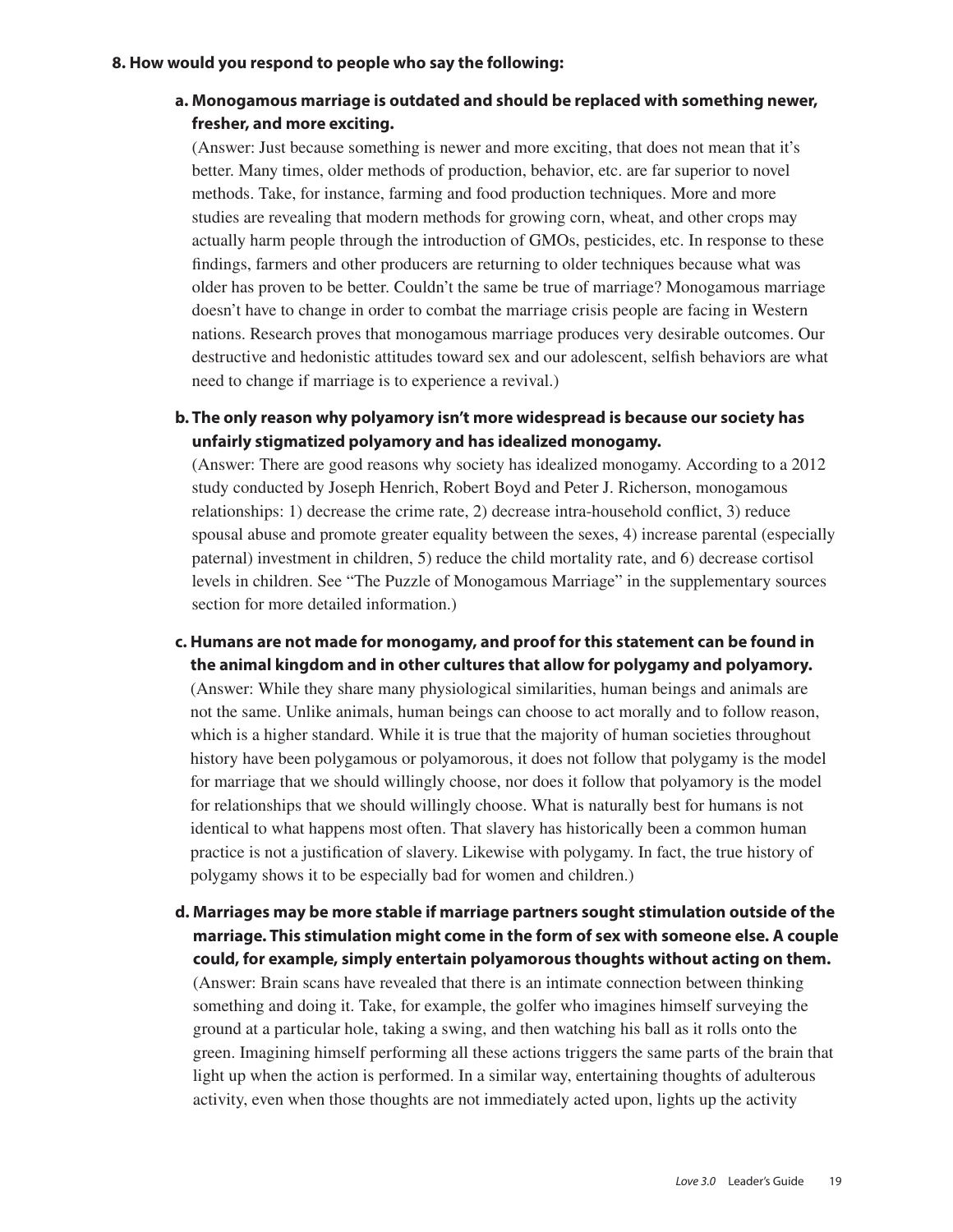**8. How would you respond to people who say the following:**

**a. Monogamous marriage is outdated and should be replaced with something newer, fresher, and more exciting.**

(Answer: Just because something is newer and more exciting, that does not mean that it's better. Many times, older methods of production, behavior, etc. are far superior to novel methods. Take, for instance, farming and food production techniques. More and more studies are revealing that modern methods for growing corn, wheat, and other crops may actually harm people through the introduction of GMOs, pesticides, etc. In response to these findings, farmers and other producers are returning to older techniques because what was older has proven to be better. Couldn't the same be true of marriage? Monogamous marriage doesn't have to change in order to combat the marriage crisis people are facing in Western nations. Research proves that monogamous marriage produces very desirable outcomes. Our destructive and hedonistic attitudes toward sex and our adolescent, selfish behaviors are what need to change if marriage is to experience a revival.)

**b. The only reason why polyamory isn't more widespread is because our society has unfairly stigmatized polyamory and has idealized monogamy.**

(Answer: There are good reasons why society has idealized monogamy. According to a 2012 study conducted by Joseph Henrich, Robert Boyd and Peter J. Richerson, monogamous relationships: 1) decrease the crime rate, 2) decrease intra-household conflict, 3) reduce spousal abuse and promote greater equality between the sexes, 4) increase parental (especially paternal) investment in children, 5) reduce the child mortality rate, and 6) decrease cortisol levels in children. See "The Puzzle of Monogamous Marriage" in the supplementary sources section for more detailed information.)

**c. Humans are not made for monogamy, and proof for this statement can be found in the animal kingdom and in other cultures that allow for polygamy and polyamory.**

(Answer: While they share many physiological similarities, human beings and animals are not the same. Unlike animals, human beings can choose to act morally and to follow reason, which is a higher standard. While it is true that the majority of human societies throughout history have been polygamous or polyamorous, it does not follow that polygamy is the model for marriage that we should willingly choose, nor does it follow that polyamory is the model for relationships that we should willingly choose. What is naturally best for humans is not identical to what happens most often. That slavery has historically been a common human practice is not a justification of slavery. Likewise with polygamy. In fact, the true history of polygamy shows it to be especially bad for women and children.)

**d. Marriages may be more stable if marriage partners sought stimulation outside of the marriage. This stimulation might come in the form of sex with someone else. A couple could, for example, simply entertain polyamorous thoughts without acting on them.**

(Answer: Brain scans have revealed that there is an intimate connection between thinking something and doing it. Take, for example, the golfer who imagines himself surveying the ground at a particular hole, taking a swing, and then watching his ball as it rolls onto the green. Imagining himself performing all these actions triggers the same parts of the brain that light up when the action is performed. In a similar way, entertaining thoughts of adulterous activity, even when those thoughts are not immediately acted upon, lights up the activity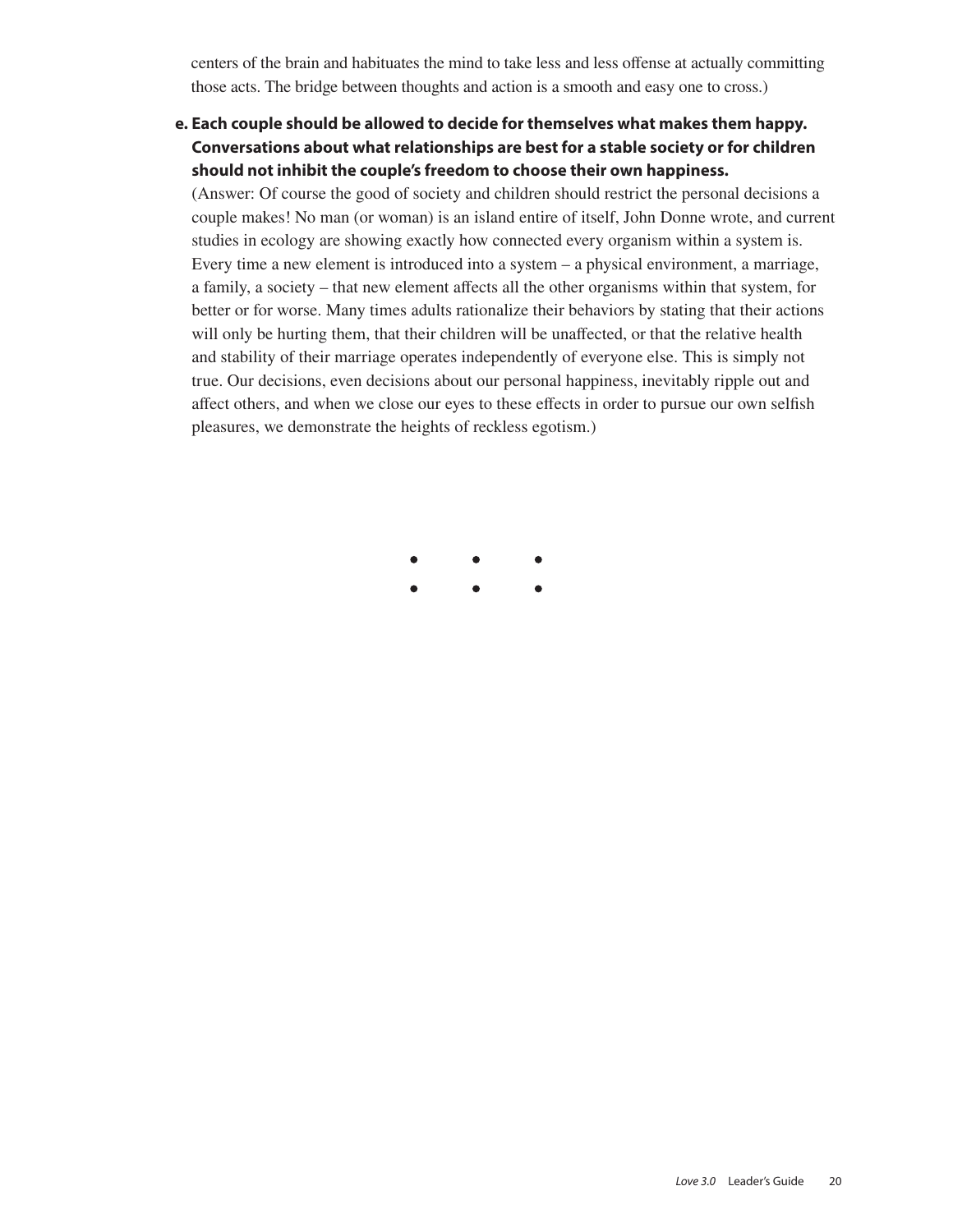centers of the brain and habituates the mind to take less and less offense at actually committing those acts. The bridge between thoughts and action is a smooth and easy one to cross.)

**e. Each couple should be allowed to decide for themselves what makes them happy. Conversations about what relationships are best for a stable society or for children should not inhibit the couple's freedom to choose their own happiness.**

(Answer: Of course the good of society and children should restrict the personal decisions a couple makes! No man (or woman) is an island entire of itself, John Donne wrote, and current studies in ecology are showing exactly how connected every organism within a system is. Every time a new element is introduced into a system – a physical environment, a marriage, a family, a society – that new element affects all the other organisms within that system, for better or for worse. Many times adults rationalize their behaviors by stating that their actions will only be hurting them, that their children will be unaffected, or that the relative health and stability of their marriage operates independently of everyone else. This is simply not true. Our decisions, even decisions about our personal happiness, inevitably ripple out and affect others, and when we close our eyes to these effects in order to pursue our own selfish pleasures, we demonstrate the heights of reckless egotism.)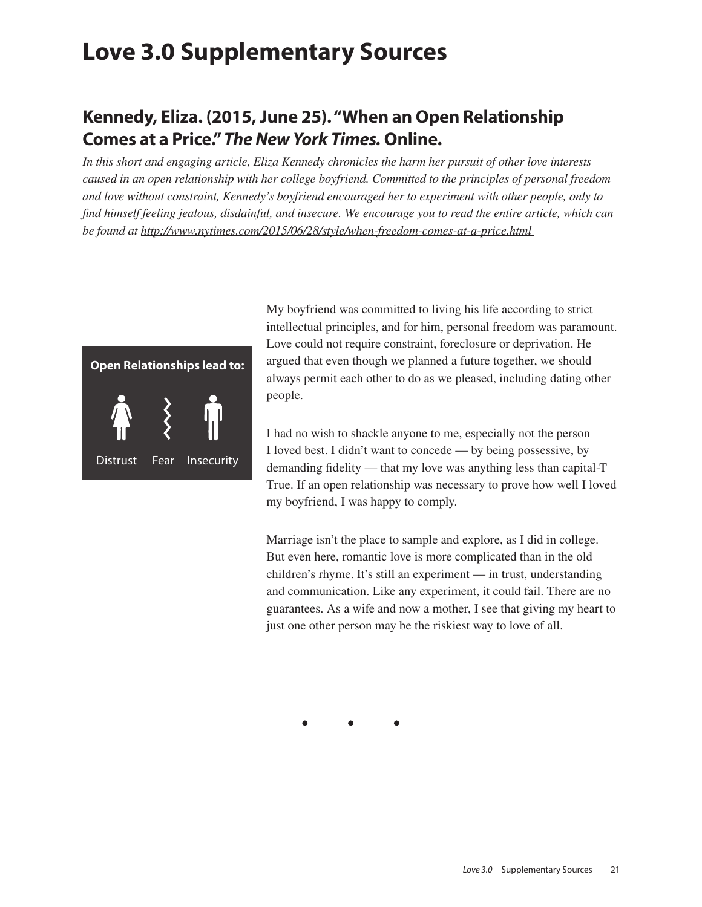# Love 3.0 Supplementary Sources

## Kennedy, Eliza. (2015, June 25). "When an Open Relationship Comes at a Price." *The New York Times.* Online.

*In this short and engaging article, Eliza Kennedy chronicles the harm her pursuit of other love interests caused in an open relationship with her college boyfriend. Committed to the principles of personal freedom and love without constraint, Kennedy's boyfriend encouraged her to experiment with other people, only to find himself feeling jealous, disdainful, and insecure. We encourage you to read the entire article, which can be found at http://www.nytimes.com/2015/06/28/style/when-freedom-comes-at-a-price.html*

**Open Relationships lead to:**

Distrust Fear Insecurity

My boyfriend was committed to living his life according to strict intellectual principles, and for him, personal freedom was paramount. Love could not require constraint, foreclosure or deprivation. He argued that even though we planned a future together, we should always permit each other to do as we pleased, including dating other people.

I had no wish to shackle anyone to me, especially not the person I loved best. I didn't want to concede — by being possessive, by demanding fidelity — that my love was anything less than capital-T True. If an open relationship was necessary to prove how well I loved my boyfriend, I was happy to comply.

Marriage isn't the place to sample and explore, as I did in college. But even here, romantic love is more complicated than in the old children's rhyme. It's still an experiment — in trust, understanding and communication. Like any experiment, it could fail. There are no guarantees. As a wife and now a mother, I see that giving my heart to just one other person may be the riskiest way to love of all.

• • •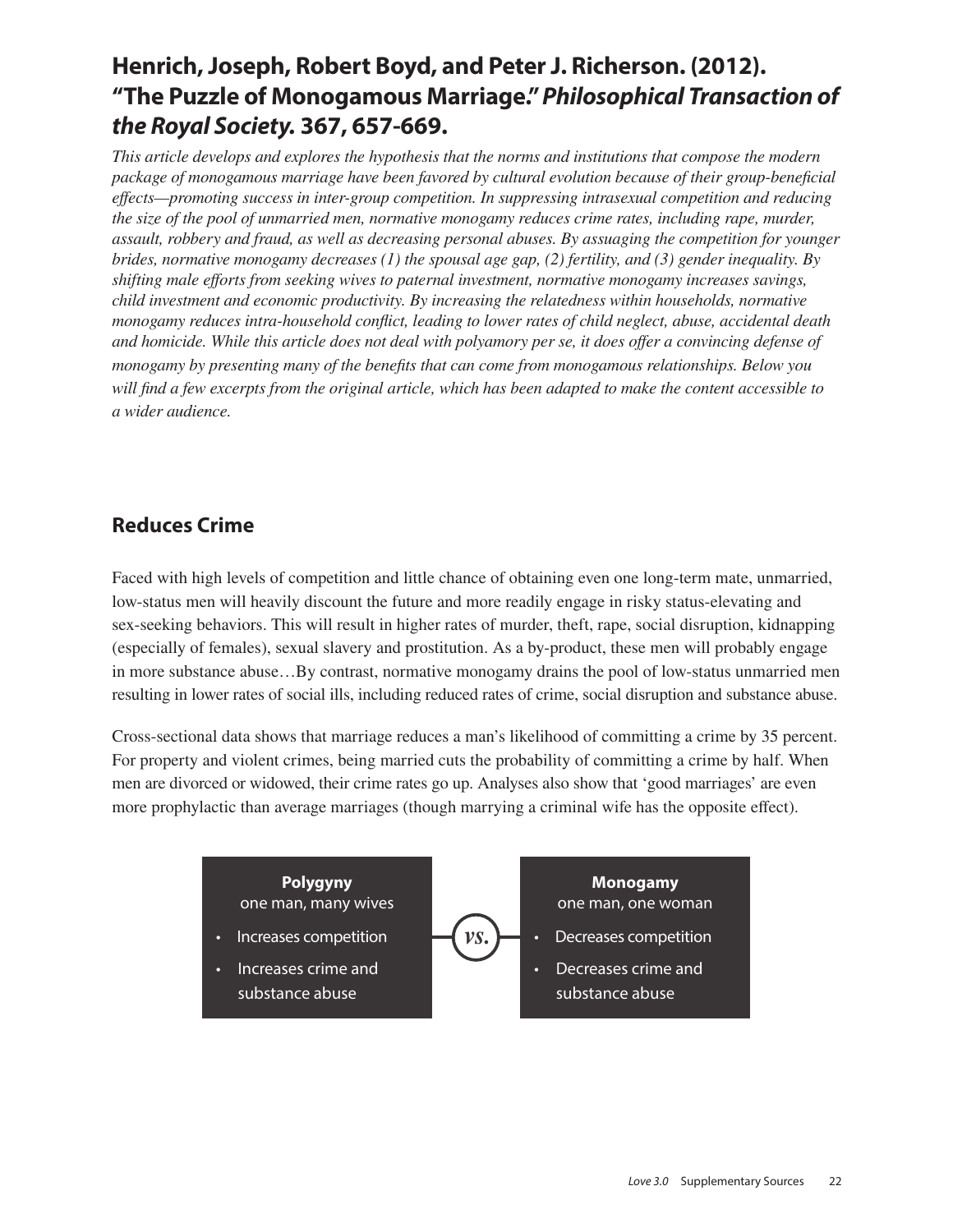## Henrich, Joseph, Robert Boyd, and Peter J. Richerson. (2012). "The Puzzle of Monogamous Marriage." *Philosophical Transaction of the Royal Society.* 367, 657-669.

*This article develops and explores the hypothesis that the norms and institutions that compose the modern package of monogamous marriage have been favored by cultural evolution because of their group-beneficial effects—promoting success in inter-group competition. In suppressing intrasexual competition and reducing the size of the pool of unmarried men, normative monogamy reduces crime rates, including rape, murder, assault, robbery and fraud, as well as decreasing personal abuses. By assuaging the competition for younger brides, normative monogamy decreases (1) the spousal age gap, (2) fertility, and (3) gender inequality. By shifting male efforts from seeking wives to paternal investment, normative monogamy increases savings, child investment and economic productivity. By increasing the relatedness within households, normative monogamy reduces intra-household conflict, leading to lower rates of child neglect, abuse, accidental death and homicide. While this article does not deal with polyamory per se, it does offer a convincing defense of monogamy by presenting many of the benefits that can come from monogamous relationships. Below you will find a few excerpts from the original article, which has been adapted to make the content accessible to a wider audience.*

### Reduces Crime

Faced with high levels of competition and little chance of obtaining even one long-term mate, unmarried, low-status men will heavily discount the future and more readily engage in risky status-elevating and sex-seeking behaviors. This will result in higher rates of murder, theft, rape, social disruption, kidnapping (especially of females), sexual slavery and prostitution. As a by-product, these men will probably engage in more substance abuse…By contrast, normative monogamy drains the pool of low-status unmarried men resulting in lower rates of social ills, including reduced rates of crime, social disruption and substance abuse.

Cross-sectional data shows that marriage reduces a man's likelihood of committing a crime by 35 percent. For property and violent crimes, being married cuts the probability of committing a crime by half. When men are divorced or widowed, their crime rates go up. Analyses also show that 'good marriages' are even more prophylactic than average marriages (though marrying a criminal wife has the opposite effect).

**Polygyny**
one man, many wives

- Increases competition
- Increases crime and substance abuse

*vs.*

**Monogamy**
one man, one woman

- Decreases competition
- Decreases crime and substance abuse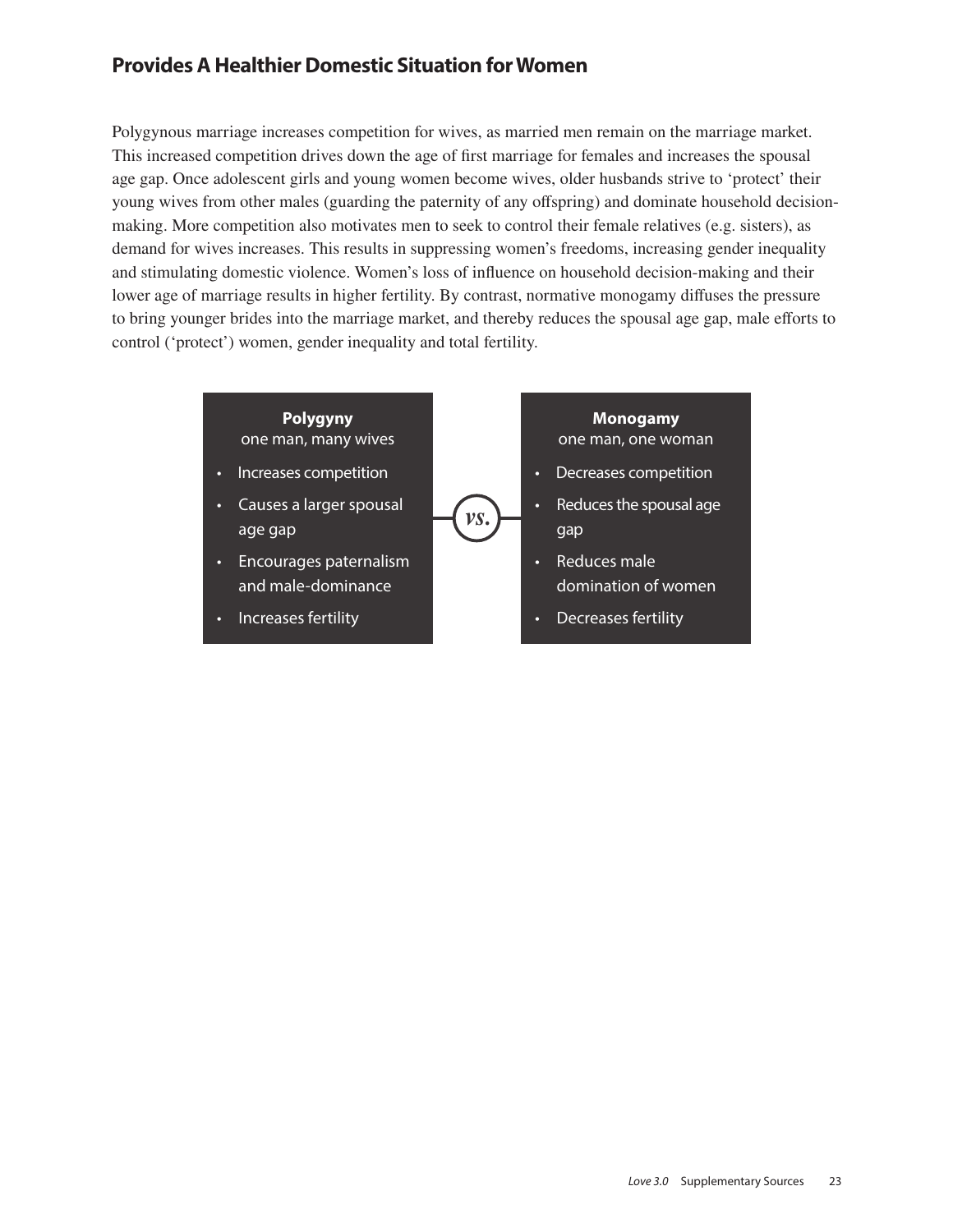## Provides A Healthier Domestic Situation for Women

Polygynous marriage increases competition for wives, as married men remain on the marriage market. This increased competition drives down the age of first marriage for females and increases the spousal age gap. Once adolescent girls and young women become wives, older husbands strive to 'protect' their young wives from other males (guarding the paternity of any offspring) and dominate household decision-making. More competition also motivates men to seek to control their female relatives (e.g. sisters), as demand for wives increases. This results in suppressing women's freedoms, increasing gender inequality and stimulating domestic violence. Women's loss of influence on household decision-making and their lower age of marriage results in higher fertility. By contrast, normative monogamy diffuses the pressure to bring younger brides into the marriage market, and thereby reduces the spousal age gap, male efforts to control ('protect') women, gender inequality and total fertility.

**Polygyny**
one man, many wives

- Increases competition
- Causes a larger spousal age gap
- Encourages paternalism and male-dominance
- Increases fertility

*vs.*

**Monogamy**
one man, one woman

- Decreases competition
- Reduces the spousal age gap
- Reduces male domination of women
- Decreases fertility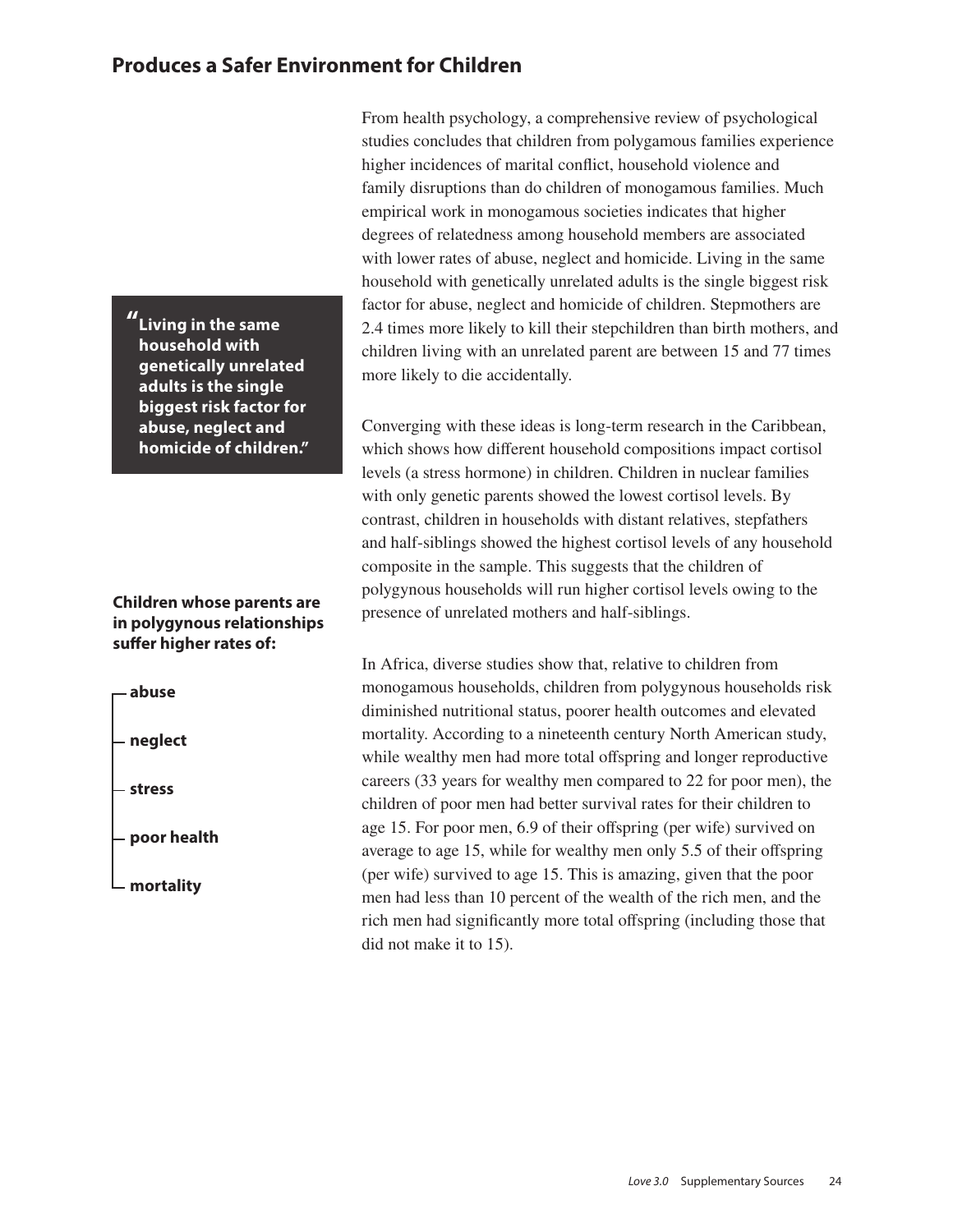## Produces a Safer Environment for Children

From health psychology, a comprehensive review of psychological studies concludes that children from polygamous families experience higher incidences of marital conflict, household violence and family disruptions than do children of monogamous families. Much empirical work in monogamous societies indicates that higher degrees of relatedness among household members are associated with lower rates of abuse, neglect and homicide. Living in the same household with genetically unrelated adults is the single biggest risk factor for abuse, neglect and homicide of children. Stepmothers are 2.4 times more likely to kill their stepchildren than birth mothers, and children living with an unrelated parent are between 15 and 77 times more likely to die accidentally.

> **"Living in the same household with genetically unrelated adults is the single biggest risk factor for abuse, neglect and homicide of children."**

Converging with these ideas is long-term research in the Caribbean, which shows how different household compositions impact cortisol levels (a stress hormone) in children. Children in nuclear families with only genetic parents showed the lowest cortisol levels. By contrast, children in households with distant relatives, stepfathers and half-siblings showed the highest cortisol levels of any household composite in the sample. This suggests that the children of polygynous households will run higher cortisol levels owing to the presence of unrelated mothers and half-siblings.

**Children whose parents are in polygynous relationships suffer higher rates of:**

- **abuse**
- **neglect**
- **stress**
- **poor health**
- **mortality**

In Africa, diverse studies show that, relative to children from monogamous households, children from polygynous households risk diminished nutritional status, poorer health outcomes and elevated mortality. According to a nineteenth century North American study, while wealthy men had more total offspring and longer reproductive careers (33 years for wealthy men compared to 22 for poor men), the children of poor men had better survival rates for their children to age 15. For poor men, 6.9 of their offspring (per wife) survived on average to age 15, while for wealthy men only 5.5 of their offspring (per wife) survived to age 15. This is amazing, given that the poor men had less than 10 percent of the wealth of the rich men, and the rich men had significantly more total offspring (including those that did not make it to 15).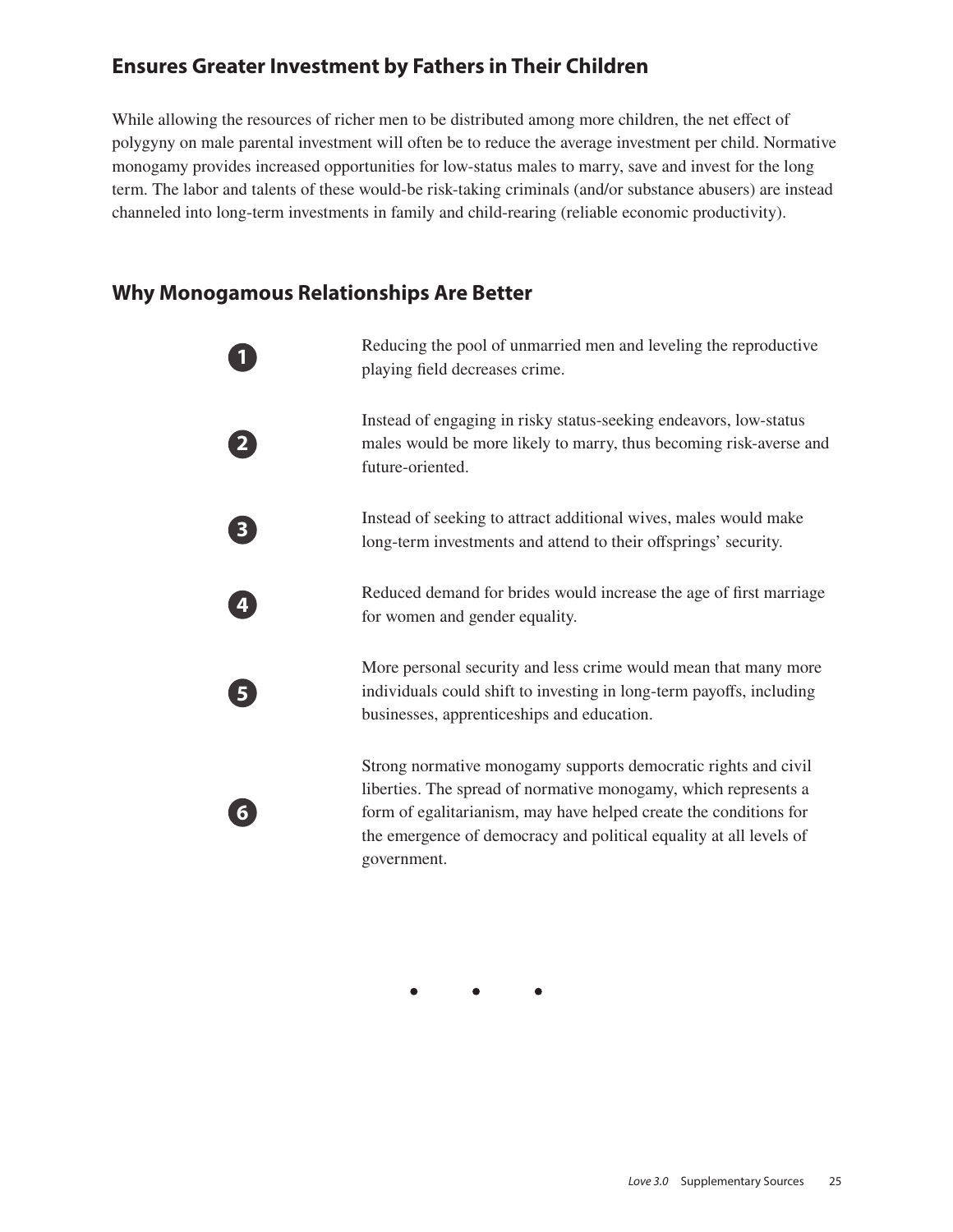## Ensures Greater Investment by Fathers in Their Children

While allowing the resources of richer men to be distributed among more children, the net effect of polygyny on male parental investment will often be to reduce the average investment per child. Normative monogamy provides increased opportunities for low-status males to marry, save and invest for the long term. The labor and talents of these would-be risk-taking criminals (and/or substance abusers) are instead channeled into long-term investments in family and child-rearing (reliable economic productivity).

## Why Monogamous Relationships Are Better

1. Reducing the pool of unmarried men and leveling the reproductive playing field decreases crime.
2. Instead of engaging in risky status-seeking endeavors, low-status males would be more likely to marry, thus becoming risk-averse and future-oriented.
3. Instead of seeking to attract additional wives, males would make long-term investments and attend to their offsprings' security.
4. Reduced demand for brides would increase the age of first marriage for women and gender equality.
5. More personal security and less crime would mean that many more individuals could shift to investing in long-term payoffs, including businesses, apprenticeships and education.
6. Strong normative monogamy supports democratic rights and civil liberties. The spread of normative monogamy, which represents a form of egalitarianism, may have helped create the conditions for the emergence of democracy and political equality at all levels of government.

• • •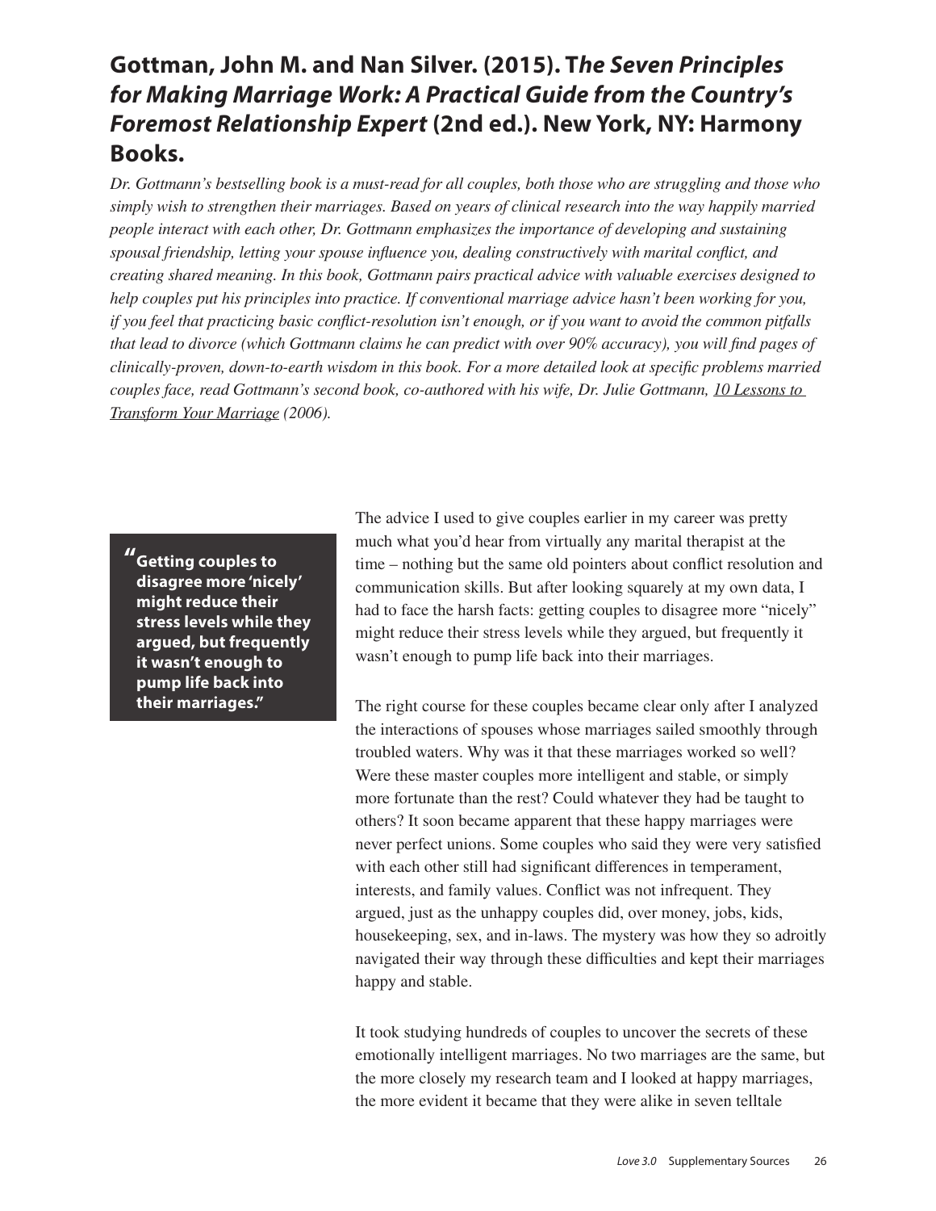## Gottman, John M. and Nan Silver. (2015). *The Seven Principles for Making Marriage Work: A Practical Guide from the Country's Foremost Relationship Expert* (2nd ed.). New York, NY: Harmony Books.

*Dr. Gottmann's bestselling book is a must-read for all couples, both those who are struggling and those who simply wish to strengthen their marriages. Based on years of clinical research into the way happily married people interact with each other, Dr. Gottmann emphasizes the importance of developing and sustaining spousal friendship, letting your spouse influence you, dealing constructively with marital conflict, and creating shared meaning. In this book, Gottmann pairs practical advice with valuable exercises designed to help couples put his principles into practice. If conventional marriage advice hasn't been working for you, if you feel that practicing basic conflict-resolution isn't enough, or if you want to avoid the common pitfalls that lead to divorce (which Gottmann claims he can predict with over 90% accuracy), you will find pages of clinically-proven, down-to-earth wisdom in this book. For a more detailed look at specific problems married couples face, read Gottmann's second book, co-authored with his wife, Dr. Julie Gottmann, 10 Lessons to Transform Your Marriage (2006).*

> **"Getting couples to disagree more 'nicely' might reduce their stress levels while they argued, but frequently it wasn't enough to pump life back into their marriages."**

The advice I used to give couples earlier in my career was pretty much what you'd hear from virtually any marital therapist at the time – nothing but the same old pointers about conflict resolution and communication skills. But after looking squarely at my own data, I had to face the harsh facts: getting couples to disagree more "nicely" might reduce their stress levels while they argued, but frequently it wasn't enough to pump life back into their marriages.

The right course for these couples became clear only after I analyzed the interactions of spouses whose marriages sailed smoothly through troubled waters. Why was it that these marriages worked so well? Were these master couples more intelligent and stable, or simply more fortunate than the rest? Could whatever they had be taught to others? It soon became apparent that these happy marriages were never perfect unions. Some couples who said they were very satisfied with each other still had significant differences in temperament, interests, and family values. Conflict was not infrequent. They argued, just as the unhappy couples did, over money, jobs, kids, housekeeping, sex, and in-laws. The mystery was how they so adroitly navigated their way through these difficulties and kept their marriages happy and stable.

It took studying hundreds of couples to uncover the secrets of these emotionally intelligent marriages. No two marriages are the same, but the more closely my research team and I looked at happy marriages, the more evident it became that they were alike in seven telltale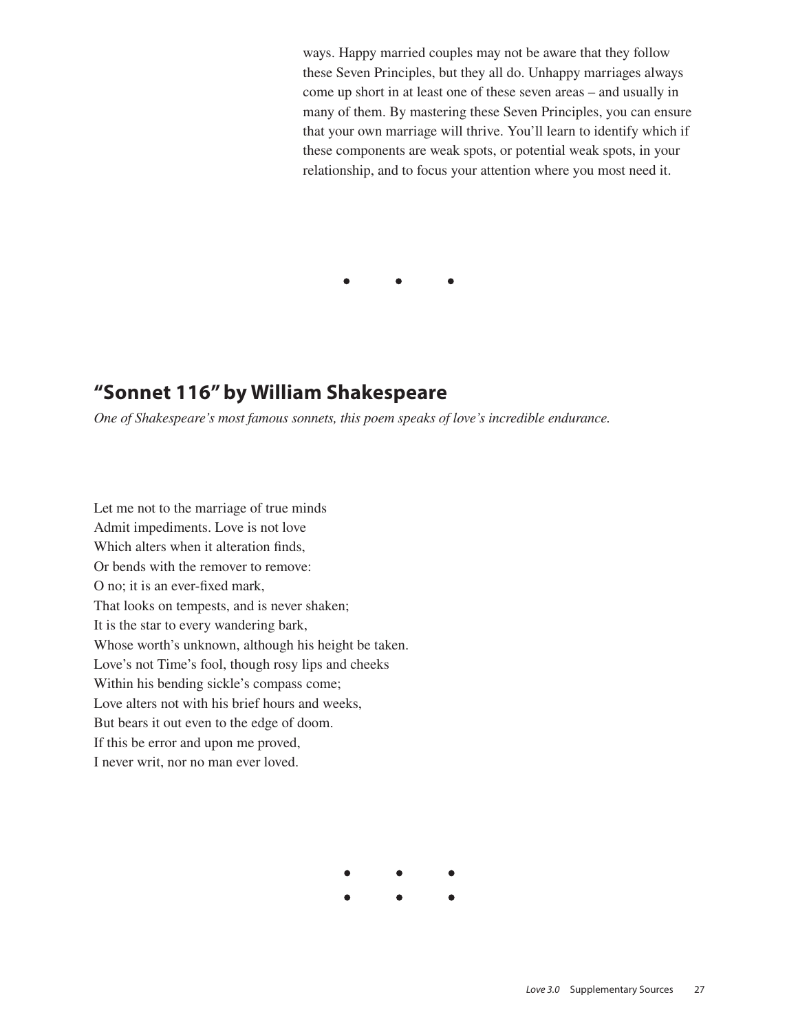ways. Happy married couples may not be aware that they follow these Seven Principles, but they all do. Unhappy marriages always come up short in at least one of these seven areas – and usually in many of them. By mastering these Seven Principles, you can ensure that your own marriage will thrive. You'll learn to identify which if these components are weak spots, or potential weak spots, in your relationship, and to focus your attention where you most need it.

• • •

## "Sonnet 116" by William Shakespeare

*One of Shakespeare's most famous sonnets, this poem speaks of love's incredible endurance.*

Let me not to the marriage of true minds  
Admit impediments. Love is not love  
Which alters when it alteration finds,  
Or bends with the remover to remove:  
O no; it is an ever-fixed mark,  
That looks on tempests, and is never shaken;  
It is the star to every wandering bark,  
Whose worth's unknown, although his height be taken.  
Love's not Time's fool, though rosy lips and cheeks  
Within his bending sickle's compass come;  
Love alters not with his brief hours and weeks,  
But bears it out even to the edge of doom.  
If this be error and upon me proved,  
I never writ, nor no man ever loved.

• • •  
• • •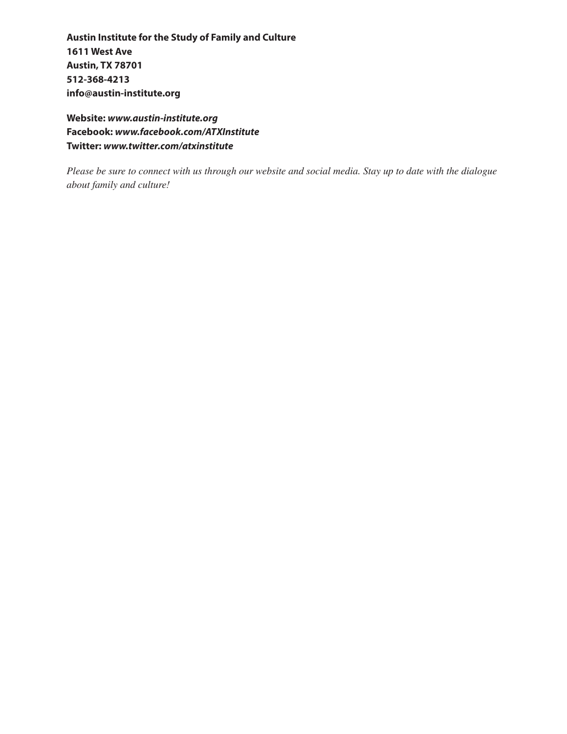**Austin Institute for the Study of Family and Culture**
**1611 West Ave**
**Austin, TX 78701**
**512-368-4213**
**info@austin-institute.org**

**Website:** ***www.austin-institute.org***
**Facebook:** ***www.facebook.com/ATXInstitute***
**Twitter:** ***www.twitter.com/atxinstitute***

*Please be sure to connect with us through our website and social media. Stay up to date with the dialogue about family and culture!*